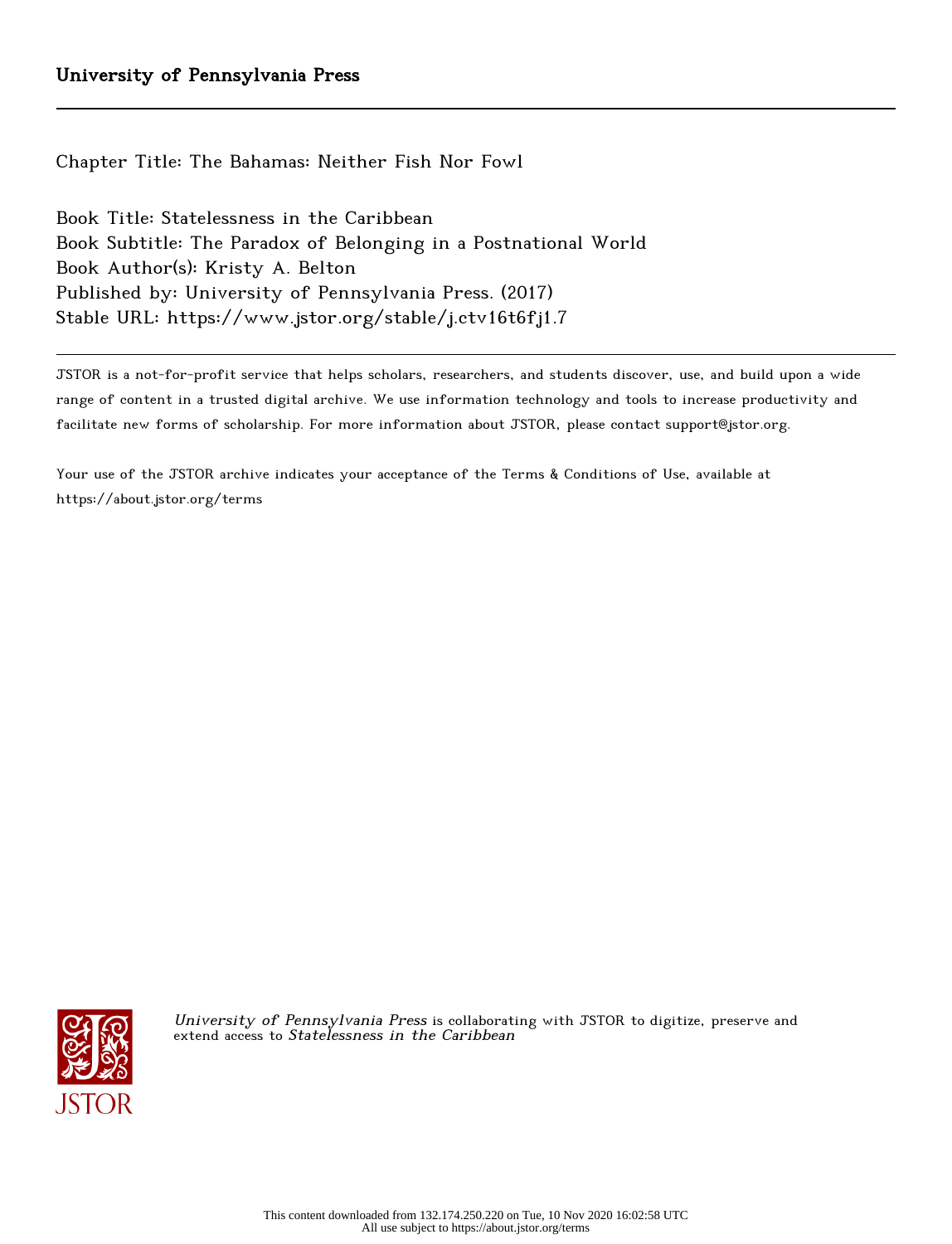University of Pennsylvania Press

Chapter Title: The Bahamas: Neither Fish Nor Fowl

Book Title: Statelessness in the Caribbean
Book Subtitle: The Paradox of Belonging in a Postnational World
Book Author(s): Kristy A. Belton
Published by: University of Pennsylvania Press. (2017)
Stable URL: https://www.jstor.org/stable/j.ctv16t6fj1.7

---

JSTOR is a not-for-profit service that helps scholars, researchers, and students discover, use, and build upon a wide range of content in a trusted digital archive. We use information technology and tools to increase productivity and facilitate new forms of scholarship. For more information about JSTOR, please contact support@jstor.org.

Your use of the JSTOR archive indicates your acceptance of the Terms & Conditions of Use, available at https://about.jstor.org/terms

*University of Pennsylvania Press* is collaborating with JSTOR to digitize, preserve and extend access to *Statelessness in the Caribbean*

This content downloaded from 132.174.250.220 on Tue, 10 Nov 2020 16:02:58 UTC
All use subject to https://about.jstor.org/terms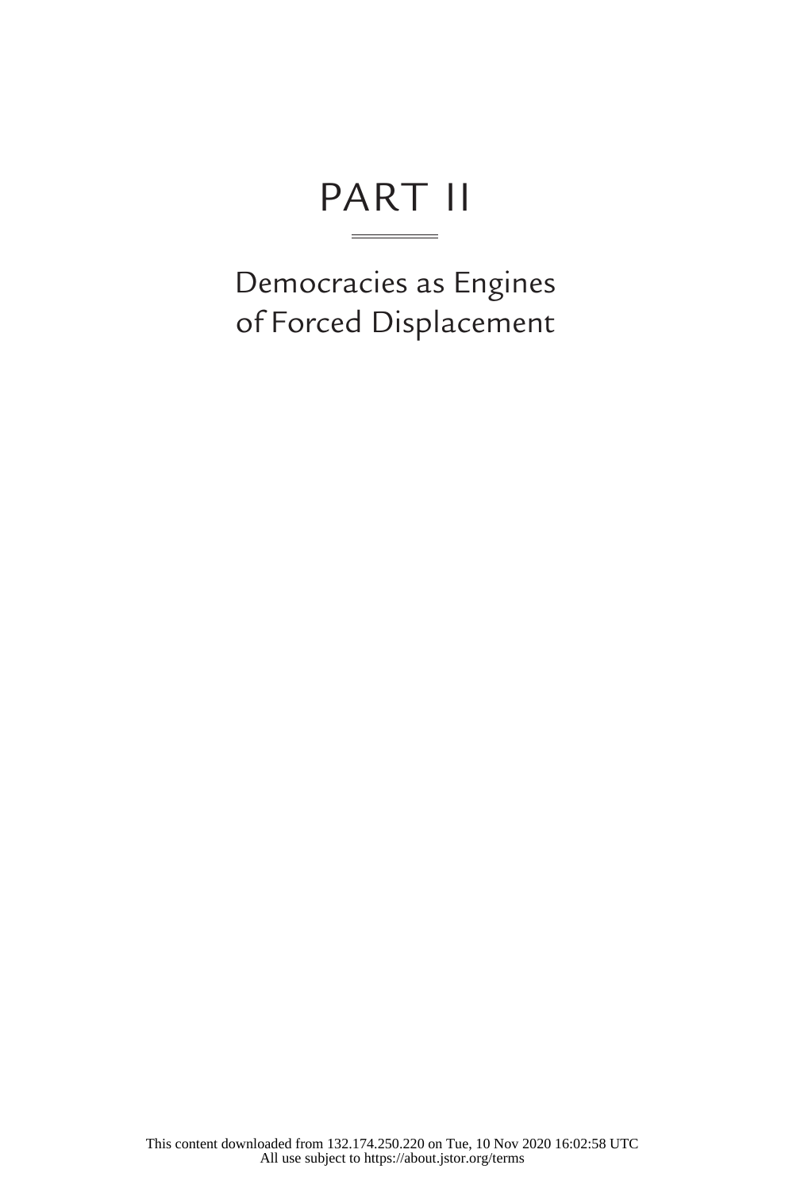# PART II

## Democracies as Engines of Forced Displacement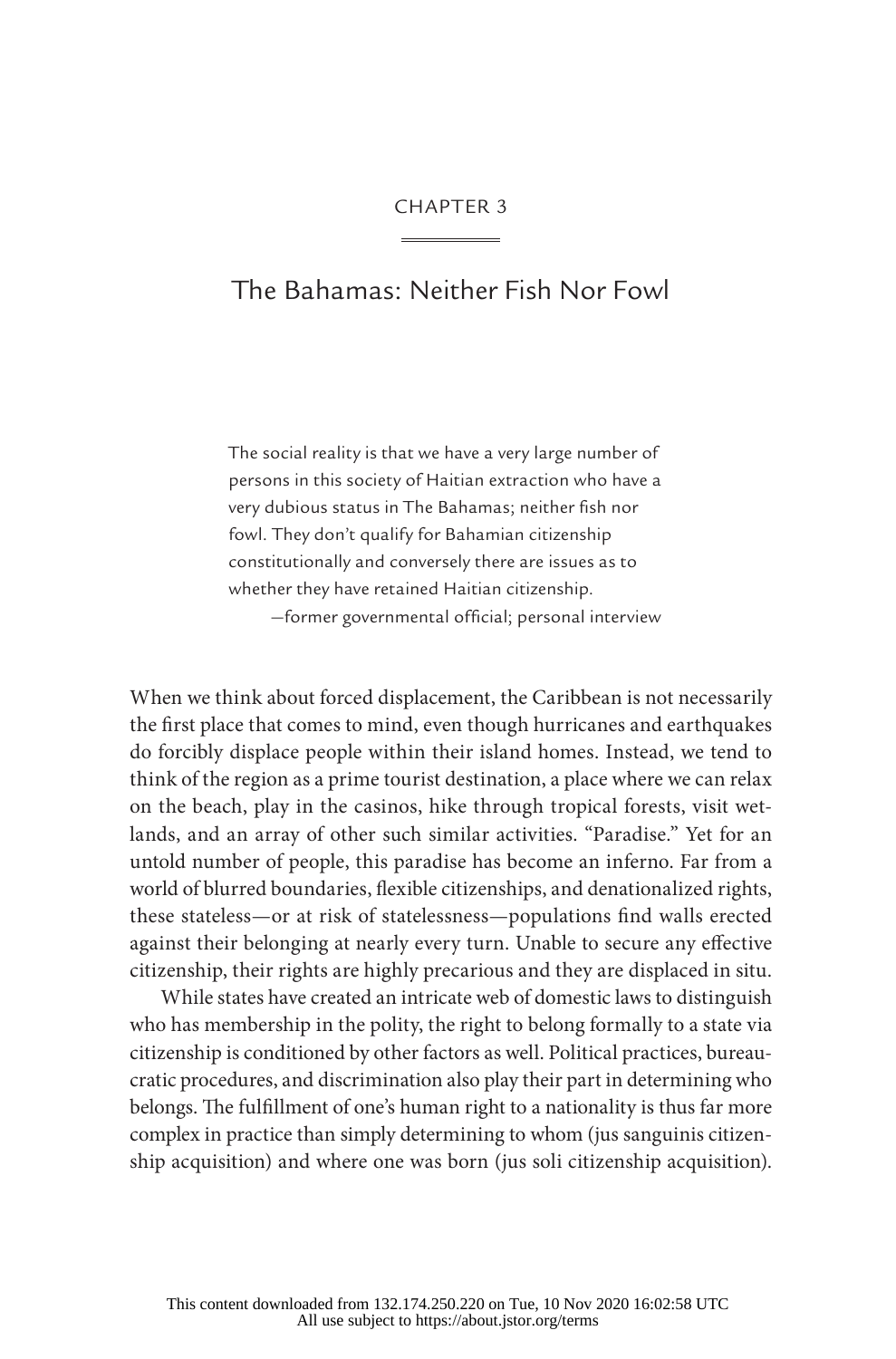CHAPTER 3

# The Bahamas: Neither Fish Nor Fowl

> The social reality is that we have a very large number of persons in this society of Haitian extraction who have a very dubious status in The Bahamas; neither fish nor fowl. They don't qualify for Bahamian citizenship constitutionally and conversely there are issues as to whether they have retained Haitian citizenship.
>
> —former governmental official; personal interview

When we think about forced displacement, the Caribbean is not necessarily the first place that comes to mind, even though hurricanes and earthquakes do forcibly displace people within their island homes. Instead, we tend to think of the region as a prime tourist destination, a place where we can relax on the beach, play in the casinos, hike through tropical forests, visit wetlands, and an array of other such similar activities. "Paradise." Yet for an untold number of people, this paradise has become an inferno. Far from a world of blurred boundaries, flexible citizenships, and denationalized rights, these stateless—or at risk of statelessness—populations find walls erected against their belonging at nearly every turn. Unable to secure any effective citizenship, their rights are highly precarious and they are displaced in situ.

While states have created an intricate web of domestic laws to distinguish who has membership in the polity, the right to belong formally to a state via citizenship is conditioned by other factors as well. Political practices, bureaucratic procedures, and discrimination also play their part in determining who belongs. The fulfillment of one's human right to a nationality is thus far more complex in practice than simply determining to whom (jus sanguinis citizenship acquisition) and where one was born (jus soli citizenship acquisition).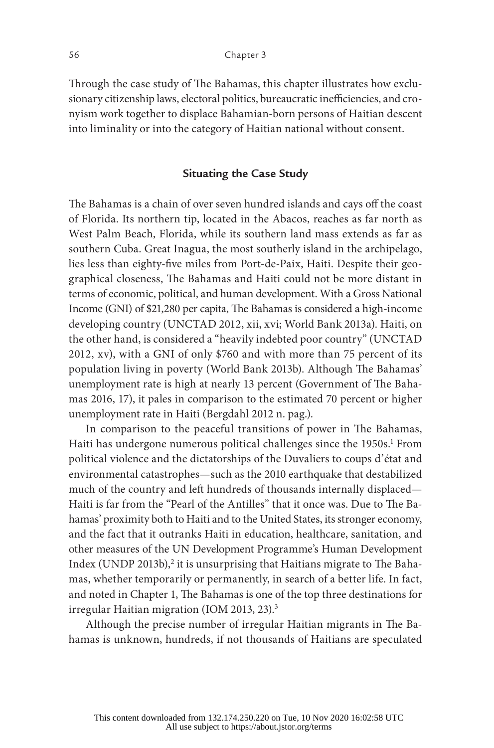Through the case study of The Bahamas, this chapter illustrates how exclusionary citizenship laws, electoral politics, bureaucratic inefficiencies, and cronyism work together to displace Bahamian-born persons of Haitian descent into liminality or into the category of Haitian national without consent.

### Situating the Case Study

The Bahamas is a chain of over seven hundred islands and cays off the coast of Florida. Its northern tip, located in the Abacos, reaches as far north as West Palm Beach, Florida, while its southern land mass extends as far as southern Cuba. Great Inagua, the most southerly island in the archipelago, lies less than eighty-five miles from Port-de-Paix, Haiti. Despite their geographical closeness, The Bahamas and Haiti could not be more distant in terms of economic, political, and human development. With a Gross National Income (GNI) of $21,280 per capita, The Bahamas is considered a high-income developing country (UNCTAD 2012, xii, xvi; World Bank 2013a). Haiti, on the other hand, is considered a "heavily indebted poor country" (UNCTAD 2012, xv), with a GNI of only $760 and with more than 75 percent of its population living in poverty (World Bank 2013b). Although The Bahamas' unemployment rate is high at nearly 13 percent (Government of The Bahamas 2016, 17), it pales in comparison to the estimated 70 percent or higher unemployment rate in Haiti (Bergdahl 2012 n. pag.).

In comparison to the peaceful transitions of power in The Bahamas, Haiti has undergone numerous political challenges since the 1950s.[1] From political violence and the dictatorships of the Duvaliers to coups d'état and environmental catastrophes—such as the 2010 earthquake that destabilized much of the country and left hundreds of thousands internally displaced—Haiti is far from the "Pearl of the Antilles" that it once was. Due to The Bahamas' proximity both to Haiti and to the United States, its stronger economy, and the fact that it outranks Haiti in education, healthcare, sanitation, and other measures of the UN Development Programme's Human Development Index (UNDP 2013b),[2] it is unsurprising that Haitians migrate to The Bahamas, whether temporarily or permanently, in search of a better life. In fact, and noted in Chapter 1, The Bahamas is one of the top three destinations for irregular Haitian migration (IOM 2013, 23).[3]

Although the precise number of irregular Haitian migrants in The Bahamas is unknown, hundreds, if not thousands of Haitians are speculated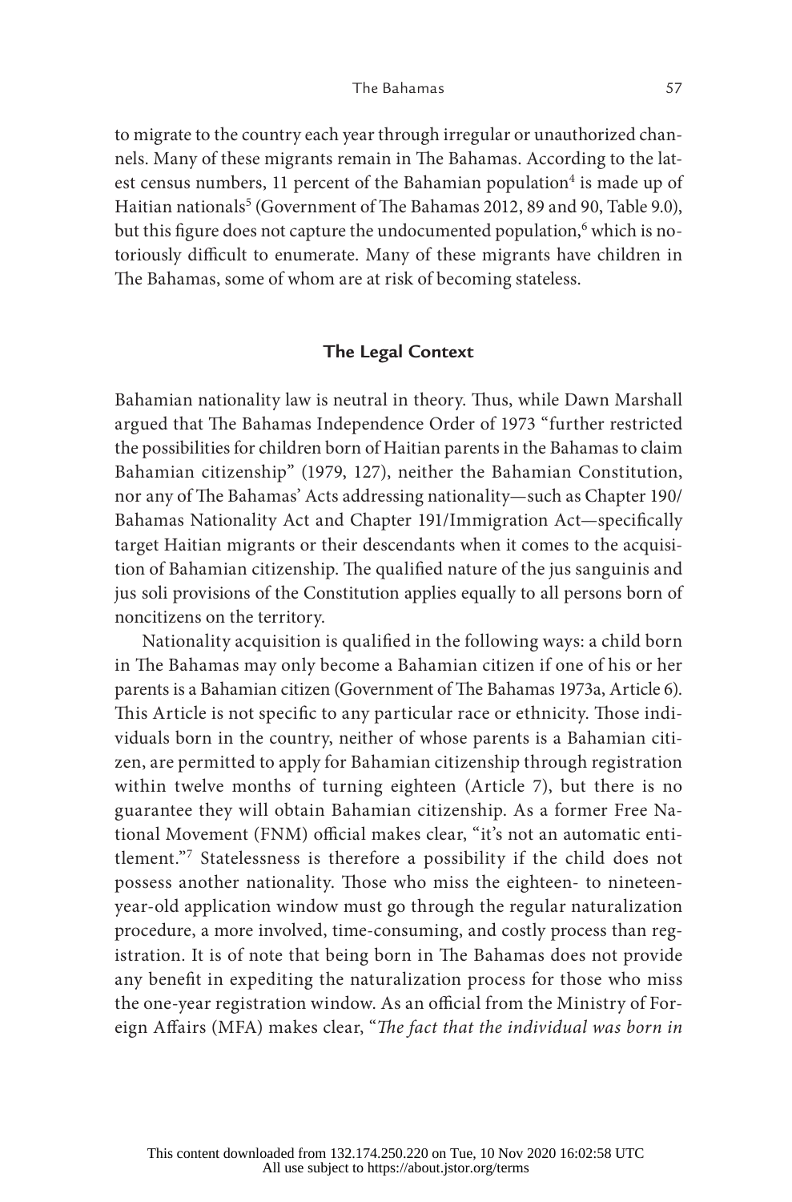to migrate to the country each year through irregular or unauthorized channels. Many of these migrants remain in The Bahamas. According to the latest census numbers, 11 percent of the Bahamian population[4] is made up of Haitian nationals[5] (Government of The Bahamas 2012, 89 and 90, Table 9.0), but this figure does not capture the undocumented population,[6] which is notoriously difficult to enumerate. Many of these migrants have children in The Bahamas, some of whom are at risk of becoming stateless.

## The Legal Context

Bahamian nationality law is neutral in theory. Thus, while Dawn Marshall argued that The Bahamas Independence Order of 1973 "further restricted the possibilities for children born of Haitian parents in the Bahamas to claim Bahamian citizenship" (1979, 127), neither the Bahamian Constitution, nor any of The Bahamas' Acts addressing nationality—such as Chapter 190/ Bahamas Nationality Act and Chapter 191/Immigration Act—specifically target Haitian migrants or their descendants when it comes to the acquisition of Bahamian citizenship. The qualified nature of the jus sanguinis and jus soli provisions of the Constitution applies equally to all persons born of noncitizens on the territory.

Nationality acquisition is qualified in the following ways: a child born in The Bahamas may only become a Bahamian citizen if one of his or her parents is a Bahamian citizen (Government of The Bahamas 1973a, Article 6). This Article is not specific to any particular race or ethnicity. Those individuals born in the country, neither of whose parents is a Bahamian citizen, are permitted to apply for Bahamian citizenship through registration within twelve months of turning eighteen (Article 7), but there is no guarantee they will obtain Bahamian citizenship. As a former Free National Movement (FNM) official makes clear, "it's not an automatic entitlement."[7] Statelessness is therefore a possibility if the child does not possess another nationality. Those who miss the eighteen- to nineteen-year-old application window must go through the regular naturalization procedure, a more involved, time-consuming, and costly process than registration. It is of note that being born in The Bahamas does not provide any benefit in expediting the naturalization process for those who miss the one-year registration window. As an official from the Ministry of Foreign Affairs (MFA) makes clear, "*The fact that the individual was born in*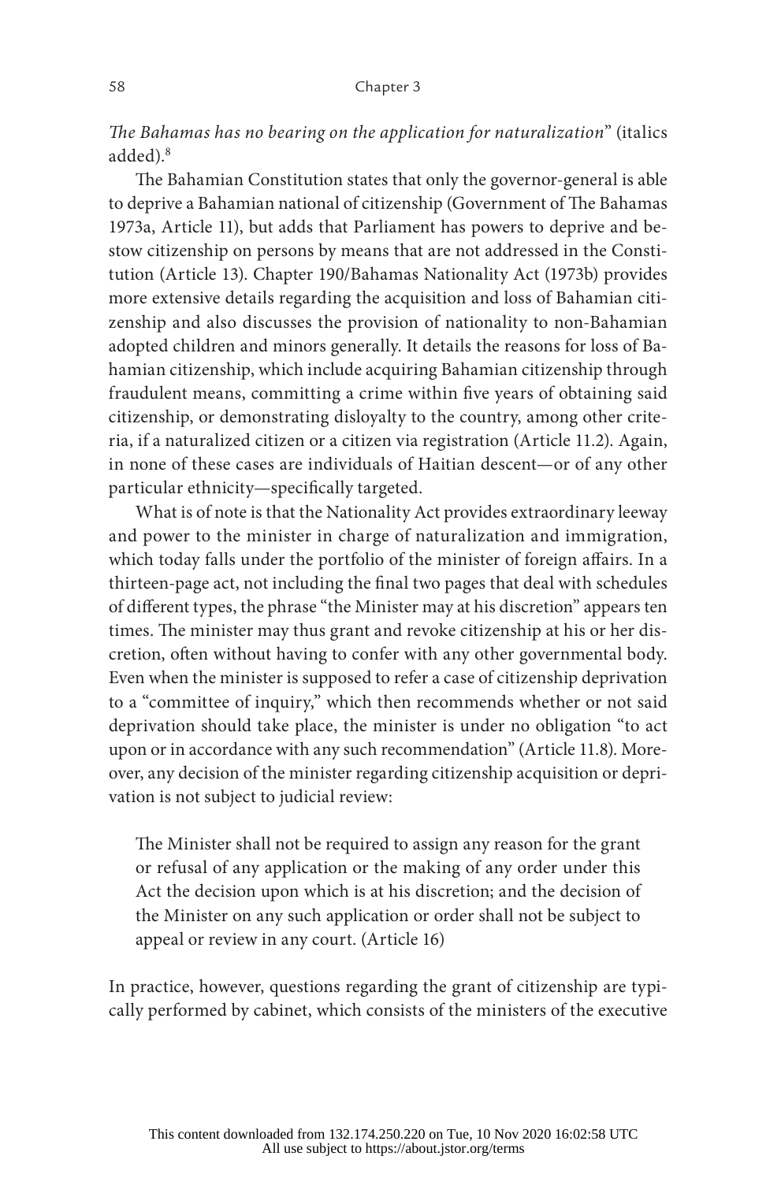*The Bahamas has no bearing on the application for naturalization*" (italics added).[8]

The Bahamian Constitution states that only the governor-general is able to deprive a Bahamian national of citizenship (Government of The Bahamas 1973a, Article 11), but adds that Parliament has powers to deprive and bestow citizenship on persons by means that are not addressed in the Constitution (Article 13). Chapter 190/Bahamas Nationality Act (1973b) provides more extensive details regarding the acquisition and loss of Bahamian citizenship and also discusses the provision of nationality to non-Bahamian adopted children and minors generally. It details the reasons for loss of Bahamian citizenship, which include acquiring Bahamian citizenship through fraudulent means, committing a crime within five years of obtaining said citizenship, or demonstrating disloyalty to the country, among other criteria, if a naturalized citizen or a citizen via registration (Article 11.2). Again, in none of these cases are individuals of Haitian descent—or of any other particular ethnicity—specifically targeted.

What is of note is that the Nationality Act provides extraordinary leeway and power to the minister in charge of naturalization and immigration, which today falls under the portfolio of the minister of foreign affairs. In a thirteen-page act, not including the final two pages that deal with schedules of different types, the phrase "the Minister may at his discretion" appears ten times. The minister may thus grant and revoke citizenship at his or her discretion, often without having to confer with any other governmental body. Even when the minister is supposed to refer a case of citizenship deprivation to a "committee of inquiry," which then recommends whether or not said deprivation should take place, the minister is under no obligation "to act upon or in accordance with any such recommendation" (Article 11.8). Moreover, any decision of the minister regarding citizenship acquisition or deprivation is not subject to judicial review:

> The Minister shall not be required to assign any reason for the grant or refusal of any application or the making of any order under this Act the decision upon which is at his discretion; and the decision of the Minister on any such application or order shall not be subject to appeal or review in any court. (Article 16)

In practice, however, questions regarding the grant of citizenship are typically performed by cabinet, which consists of the ministers of the executive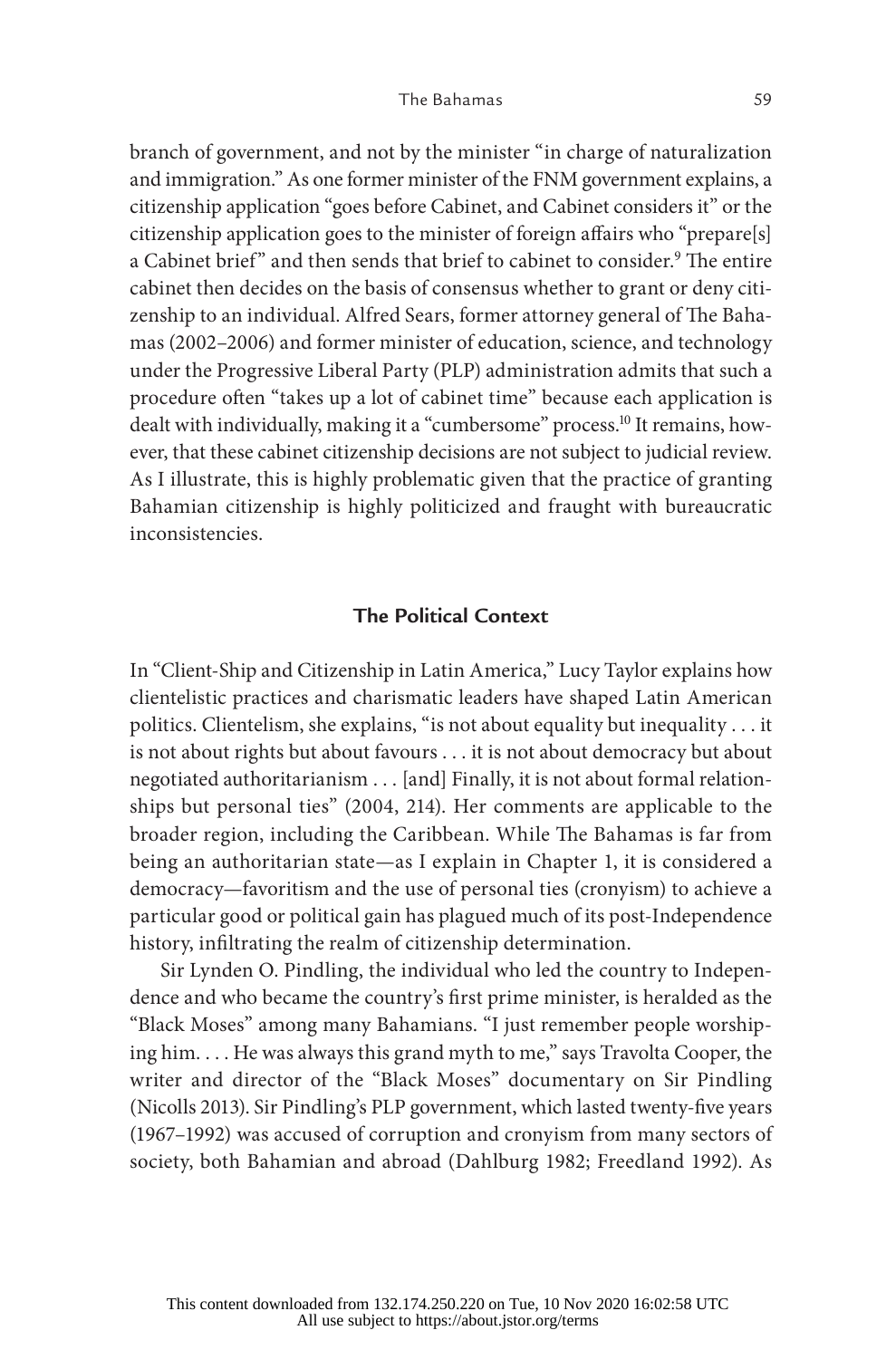branch of government, and not by the minister "in charge of naturalization and immigration." As one former minister of the FNM government explains, a citizenship application "goes before Cabinet, and Cabinet considers it" or the citizenship application goes to the minister of foreign affairs who "prepare[s] a Cabinet brief" and then sends that brief to cabinet to consider.[9] The entire cabinet then decides on the basis of consensus whether to grant or deny citizenship to an individual. Alfred Sears, former attorney general of The Bahamas (2002–2006) and former minister of education, science, and technology under the Progressive Liberal Party (PLP) administration admits that such a procedure often "takes up a lot of cabinet time" because each application is dealt with individually, making it a "cumbersome" process.[10] It remains, however, that these cabinet citizenship decisions are not subject to judicial review. As I illustrate, this is highly problematic given that the practice of granting Bahamian citizenship is highly politicized and fraught with bureaucratic inconsistencies.

## The Political Context

In "Client-Ship and Citizenship in Latin America," Lucy Taylor explains how clientelistic practices and charismatic leaders have shaped Latin American politics. Clientelism, she explains, "is not about equality but inequality . . . it is not about rights but about favours . . . it is not about democracy but about negotiated authoritarianism . . . [and] Finally, it is not about formal relationships but personal ties" (2004, 214). Her comments are applicable to the broader region, including the Caribbean. While The Bahamas is far from being an authoritarian state—as I explain in Chapter 1, it is considered a democracy—favoritism and the use of personal ties (cronyism) to achieve a particular good or political gain has plagued much of its post-Independence history, infiltrating the realm of citizenship determination.

Sir Lynden O. Pindling, the individual who led the country to Independence and who became the country's first prime minister, is heralded as the "Black Moses" among many Bahamians. "I just remember people worshiping him. . . . He was always this grand myth to me," says Travolta Cooper, the writer and director of the "Black Moses" documentary on Sir Pindling (Nicolls 2013). Sir Pindling's PLP government, which lasted twenty-five years (1967–1992) was accused of corruption and cronyism from many sectors of society, both Bahamian and abroad (Dahlburg 1982; Freedland 1992). As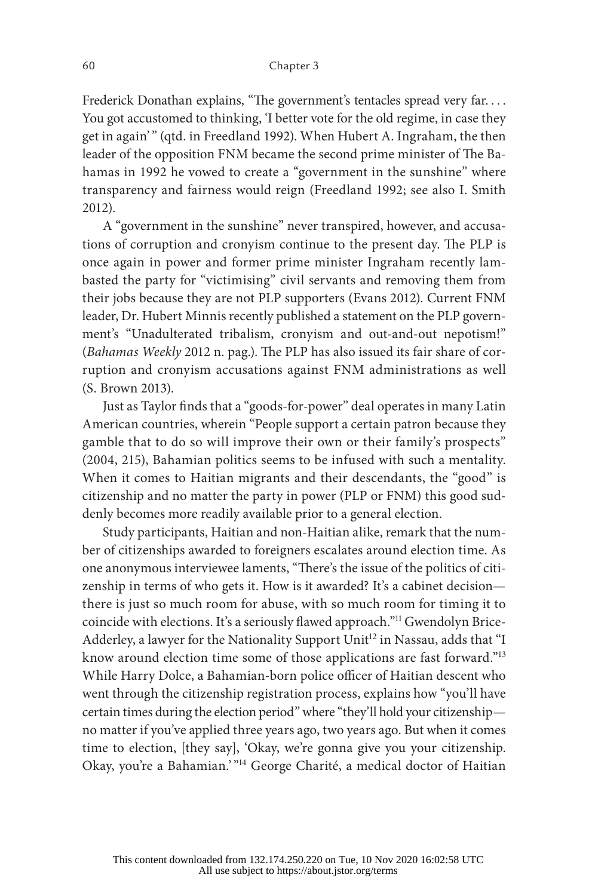Frederick Donathan explains, "The government's tentacles spread very far. . . . You got accustomed to thinking, 'I better vote for the old regime, in case they get in again' " (qtd. in Freedland 1992). When Hubert A. Ingraham, the then leader of the opposition FNM became the second prime minister of The Bahamas in 1992 he vowed to create a "government in the sunshine" where transparency and fairness would reign (Freedland 1992; see also I. Smith 2012).

A "government in the sunshine" never transpired, however, and accusations of corruption and cronyism continue to the present day. The PLP is once again in power and former prime minister Ingraham recently lambasted the party for "victimising" civil servants and removing them from their jobs because they are not PLP supporters (Evans 2012). Current FNM leader, Dr. Hubert Minnis recently published a statement on the PLP government's "Unadulterated tribalism, cronyism and out-and-out nepotism!" (*Bahamas Weekly* 2012 n. pag.). The PLP has also issued its fair share of corruption and cronyism accusations against FNM administrations as well (S. Brown 2013).

Just as Taylor finds that a "goods-for-power" deal operates in many Latin American countries, wherein "People support a certain patron because they gamble that to do so will improve their own or their family's prospects" (2004, 215), Bahamian politics seems to be infused with such a mentality. When it comes to Haitian migrants and their descendants, the "good" is citizenship and no matter the party in power (PLP or FNM) this good suddenly becomes more readily available prior to a general election.

Study participants, Haitian and non-Haitian alike, remark that the number of citizenships awarded to foreigners escalates around election time. As one anonymous interviewee laments, "There's the issue of the politics of citizenship in terms of who gets it. How is it awarded? It's a cabinet decision—there is just so much room for abuse, with so much room for timing it to coincide with elections. It's a seriously flawed approach."[11] Gwendolyn Brice-Adderley, a lawyer for the Nationality Support Unit[12] in Nassau, adds that "I know around election time some of those applications are fast forward."[13] While Harry Dolce, a Bahamian-born police officer of Haitian descent who went through the citizenship registration process, explains how "you'll have certain times during the election period" where "they'll hold your citizenship—no matter if you've applied three years ago, two years ago. But when it comes time to election, [they say], 'Okay, we're gonna give you your citizenship. Okay, you're a Bahamian.' "[14] George Charité, a medical doctor of Haitian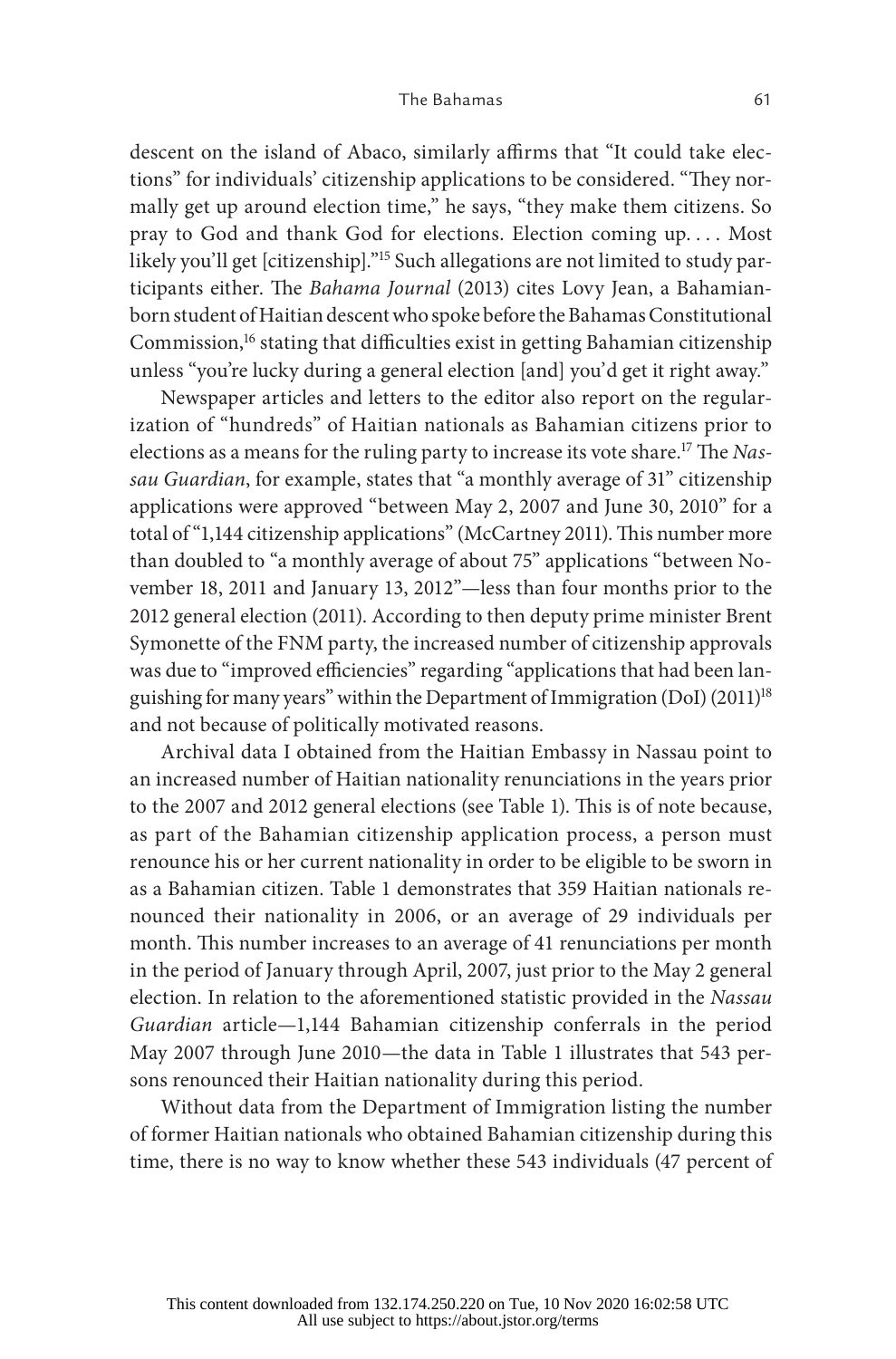descent on the island of Abaco, similarly affirms that "It could take elections" for individuals' citizenship applications to be considered. "They normally get up around election time," he says, "they make them citizens. So pray to God and thank God for elections. Election coming up. . . . Most likely you'll get [citizenship]."[15] Such allegations are not limited to study participants either. The *Bahama Journal* (2013) cites Lovy Jean, a Bahamian-born student of Haitian descent who spoke before the Bahamas Constitutional Commission,[16] stating that difficulties exist in getting Bahamian citizenship unless "you're lucky during a general election [and] you'd get it right away."

Newspaper articles and letters to the editor also report on the regularization of "hundreds" of Haitian nationals as Bahamian citizens prior to elections as a means for the ruling party to increase its vote share.[17] The *Nassau Guardian*, for example, states that "a monthly average of 31" citizenship applications were approved "between May 2, 2007 and June 30, 2010" for a total of "1,144 citizenship applications" (McCartney 2011). This number more than doubled to "a monthly average of about 75" applications "between November 18, 2011 and January 13, 2012"—less than four months prior to the 2012 general election (2011). According to then deputy prime minister Brent Symonette of the FNM party, the increased number of citizenship approvals was due to "improved efficiencies" regarding "applications that had been languishing for many years" within the Department of Immigration (DoI) (2011)[18] and not because of politically motivated reasons.

Archival data I obtained from the Haitian Embassy in Nassau point to an increased number of Haitian nationality renunciations in the years prior to the 2007 and 2012 general elections (see Table 1). This is of note because, as part of the Bahamian citizenship application process, a person must renounce his or her current nationality in order to be eligible to be sworn in as a Bahamian citizen. Table 1 demonstrates that 359 Haitian nationals renounced their nationality in 2006, or an average of 29 individuals per month. This number increases to an average of 41 renunciations per month in the period of January through April, 2007, just prior to the May 2 general election. In relation to the aforementioned statistic provided in the *Nassau Guardian* article—1,144 Bahamian citizenship conferrals in the period May 2007 through June 2010—the data in Table 1 illustrates that 543 persons renounced their Haitian nationality during this period.

Without data from the Department of Immigration listing the number of former Haitian nationals who obtained Bahamian citizenship during this time, there is no way to know whether these 543 individuals (47 percent of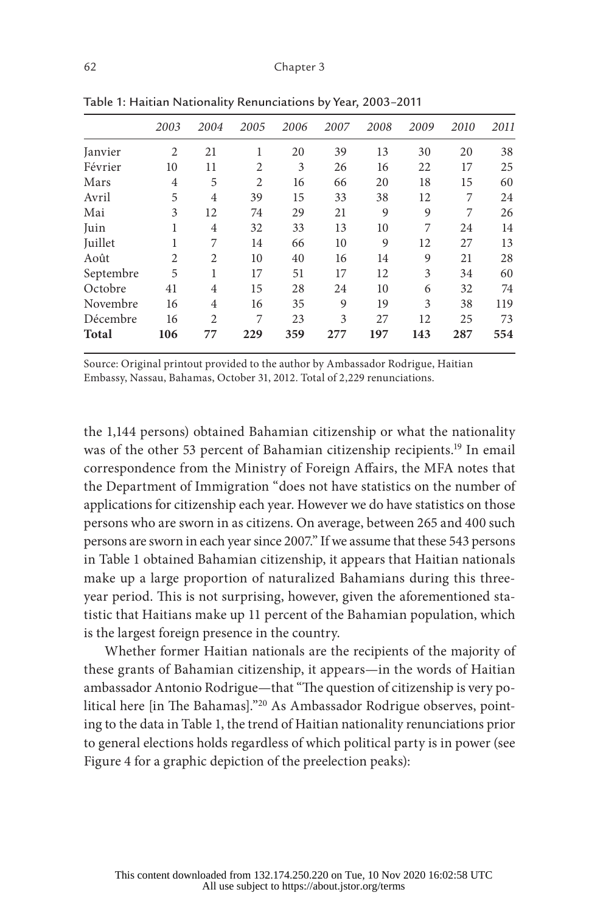Table 1: Haitian Nationality Renunciations by Year, 2003–2011

| | 2003 | 2004 | 2005 | 2006 | 2007 | 2008 | 2009 | 2010 | 2011 |
|---|---|---|---|---|---|---|---|---|---|
| Janvier | 2 | 21 | 1 | 20 | 39 | 13 | 30 | 20 | 38 |
| Février | 10 | 11 | 2 | 3 | 26 | 16 | 22 | 17 | 25 |
| Mars | 4 | 5 | 2 | 16 | 66 | 20 | 18 | 15 | 60 |
| Avril | 5 | 4 | 39 | 15 | 33 | 38 | 12 | 7 | 24 |
| Mai | 3 | 12 | 74 | 29 | 21 | 9 | 9 | 7 | 26 |
| Juin | 1 | 4 | 32 | 33 | 13 | 10 | 7 | 24 | 14 |
| Juillet | 1 | 7 | 14 | 66 | 10 | 9 | 12 | 27 | 13 |
| Août | 2 | 2 | 10 | 40 | 16 | 14 | 9 | 21 | 28 |
| Septembre | 5 | 1 | 17 | 51 | 17 | 12 | 3 | 34 | 60 |
| Octobre | 41 | 4 | 15 | 28 | 24 | 10 | 6 | 32 | 74 |
| Novembre | 16 | 4 | 16 | 35 | 9 | 19 | 3 | 38 | 119 |
| Décembre | 16 | 2 | 7 | 23 | 3 | 27 | 12 | 25 | 73 |
| **Total** | **106** | **77** | **229** | **359** | **277** | **197** | **143** | **287** | **554** |

Source: Original printout provided to the author by Ambassador Rodrigue, Haitian Embassy, Nassau, Bahamas, October 31, 2012. Total of 2,229 renunciations.

the 1,144 persons) obtained Bahamian citizenship or what the nationality was of the other 53 percent of Bahamian citizenship recipients.[19] In email correspondence from the Ministry of Foreign Affairs, the MFA notes that the Department of Immigration "does not have statistics on the number of applications for citizenship each year. However we do have statistics on those persons who are sworn in as citizens. On average, between 265 and 400 such persons are sworn in each year since 2007." If we assume that these 543 persons in Table 1 obtained Bahamian citizenship, it appears that Haitian nationals make up a large proportion of naturalized Bahamians during this three-year period. This is not surprising, however, given the aforementioned statistic that Haitians make up 11 percent of the Bahamian population, which is the largest foreign presence in the country.

Whether former Haitian nationals are the recipients of the majority of these grants of Bahamian citizenship, it appears—in the words of Haitian ambassador Antonio Rodrigue—that "The question of citizenship is very political here [in The Bahamas]."[20] As Ambassador Rodrigue observes, pointing to the data in Table 1, the trend of Haitian nationality renunciations prior to general elections holds regardless of which political party is in power (see Figure 4 for a graphic depiction of the preelection peaks):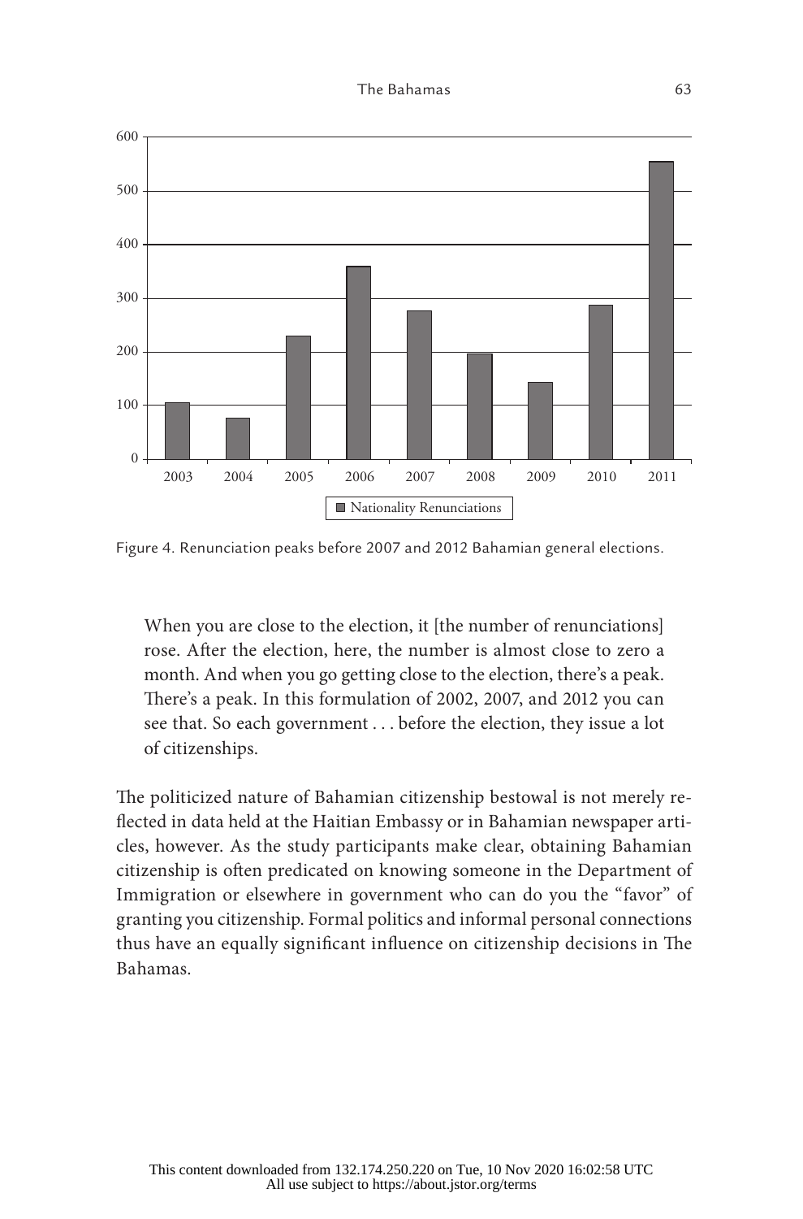Figure 4. Renunciation peaks before 2007 and 2012 Bahamian general elections.

> When you are close to the election, it [the number of renunciations] rose. After the election, here, the number is almost close to zero a month. And when you go getting close to the election, there's a peak. There's a peak. In this formulation of 2002, 2007, and 2012 you can see that. So each government . . . before the election, they issue a lot of citizenships.

The politicized nature of Bahamian citizenship bestowal is not merely reflected in data held at the Haitian Embassy or in Bahamian newspaper articles, however. As the study participants make clear, obtaining Bahamian citizenship is often predicated on knowing someone in the Department of Immigration or elsewhere in government who can do you the "favor" of granting you citizenship. Formal politics and informal personal connections thus have an equally significant influence on citizenship decisions in The Bahamas.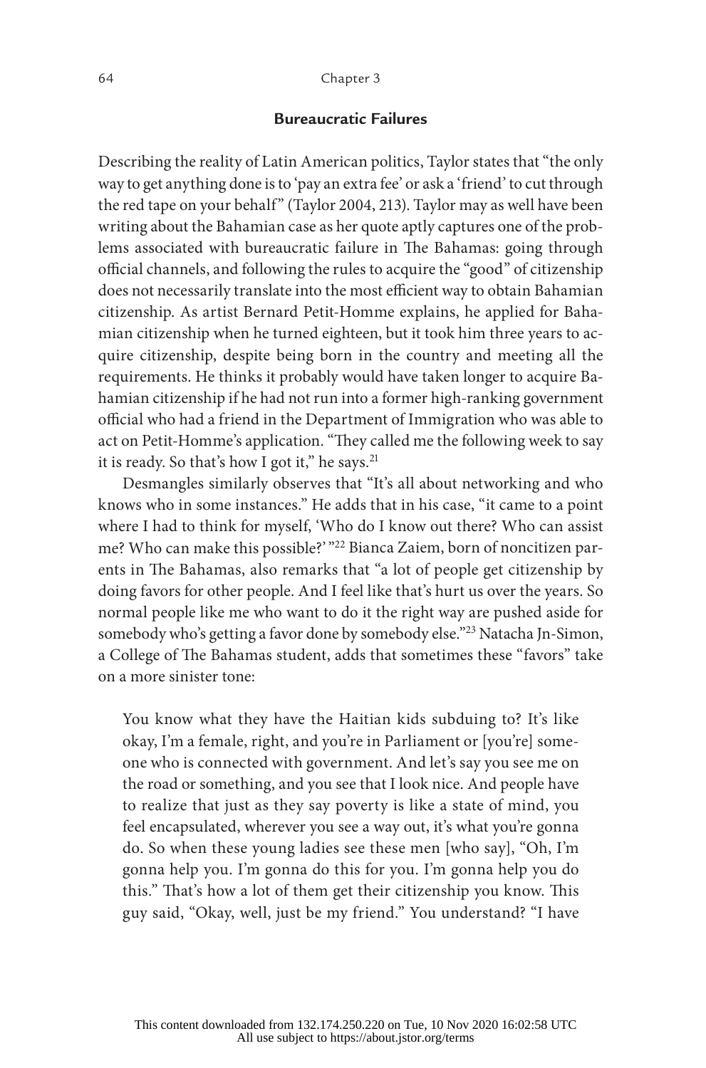## Bureaucratic Failures

Describing the reality of Latin American politics, Taylor states that "the only way to get anything done is to 'pay an extra fee' or ask a 'friend' to cut through the red tape on your behalf" (Taylor 2004, 213). Taylor may as well have been writing about the Bahamian case as her quote aptly captures one of the problems associated with bureaucratic failure in The Bahamas: going through official channels, and following the rules to acquire the "good" of citizenship does not necessarily translate into the most efficient way to obtain Bahamian citizenship. As artist Bernard Petit-Homme explains, he applied for Bahamian citizenship when he turned eighteen, but it took him three years to acquire citizenship, despite being born in the country and meeting all the requirements. He thinks it probably would have taken longer to acquire Bahamian citizenship if he had not run into a former high-ranking government official who had a friend in the Department of Immigration who was able to act on Petit-Homme's application. "They called me the following week to say it is ready. So that's how I got it," he says.[21]

Desmangles similarly observes that "It's all about networking and who knows who in some instances." He adds that in his case, "it came to a point where I had to think for myself, 'Who do I know out there? Who can assist me? Who can make this possible?' "[22] Bianca Zaiem, born of noncitizen parents in The Bahamas, also remarks that "a lot of people get citizenship by doing favors for other people. And I feel like that's hurt us over the years. So normal people like me who want to do it the right way are pushed aside for somebody who's getting a favor done by somebody else."[23] Natacha Jn-Simon, a College of The Bahamas student, adds that sometimes these "favors" take on a more sinister tone:

> You know what they have the Haitian kids subduing to? It's like okay, I'm a female, right, and you're in Parliament or [you're] someone who is connected with government. And let's say you see me on the road or something, and you see that I look nice. And people have to realize that just as they say poverty is like a state of mind, you feel encapsulated, wherever you see a way out, it's what you're gonna do. So when these young ladies see these men [who say], "Oh, I'm gonna help you. I'm gonna do this for you. I'm gonna help you do this." That's how a lot of them get their citizenship you know. This guy said, "Okay, well, just be my friend." You understand? "I have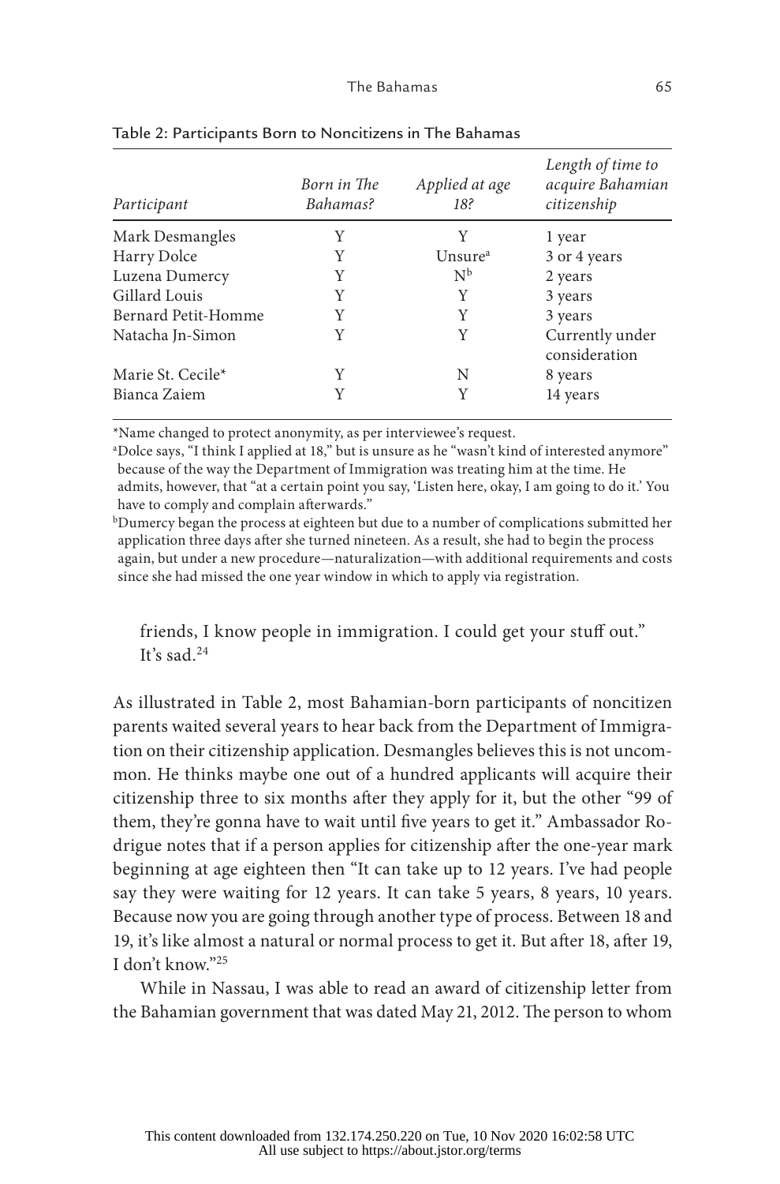Table 2: Participants Born to Noncitizens in The Bahamas

| *Participant* | *Born in The Bahamas?* | *Applied at age 18?* | *Length of time to acquire Bahamian citizenship* |
|---|---|---|---|
| Mark Desmangles | Y | Y | 1 year |
| Harry Dolce | Y | Unsure[a] | 3 or 4 years |
| Luzena Dumercy | Y | N[b] | 2 years |
| Gillard Louis | Y | Y | 3 years |
| Bernard Petit-Homme | Y | Y | 3 years |
| Natacha Jn-Simon | Y | Y | Currently under consideration |
| Marie St. Cecile* | Y | N | 8 years |
| Bianca Zaiem | Y | Y | 14 years |

*Name changed to protect anonymity, as per interviewee's request.

[a]Dolce says, "I think I applied at 18," but is unsure as he "wasn't kind of interested anymore" because of the way the Department of Immigration was treating him at the time. He admits, however, that "at a certain point you say, 'Listen here, okay, I am going to do it.' You have to comply and complain afterwards."

[b]Dumercy began the process at eighteen but due to a number of complications submitted her application three days after she turned nineteen. As a result, she had to begin the process again, but under a new procedure—naturalization—with additional requirements and costs since she had missed the one year window in which to apply via registration.

> friends, I know people in immigration. I could get your stuff out." It's sad.[24]

As illustrated in Table 2, most Bahamian-born participants of noncitizen parents waited several years to hear back from the Department of Immigration on their citizenship application. Desmangles believes this is not uncommon. He thinks maybe one out of a hundred applicants will acquire their citizenship three to six months after they apply for it, but the other "99 of them, they're gonna have to wait until five years to get it." Ambassador Rodrigue notes that if a person applies for citizenship after the one-year mark beginning at age eighteen then "It can take up to 12 years. I've had people say they were waiting for 12 years. It can take 5 years, 8 years, 10 years. Because now you are going through another type of process. Between 18 and 19, it's like almost a natural or normal process to get it. But after 18, after 19, I don't know."[25]

While in Nassau, I was able to read an award of citizenship letter from the Bahamian government that was dated May 21, 2012. The person to whom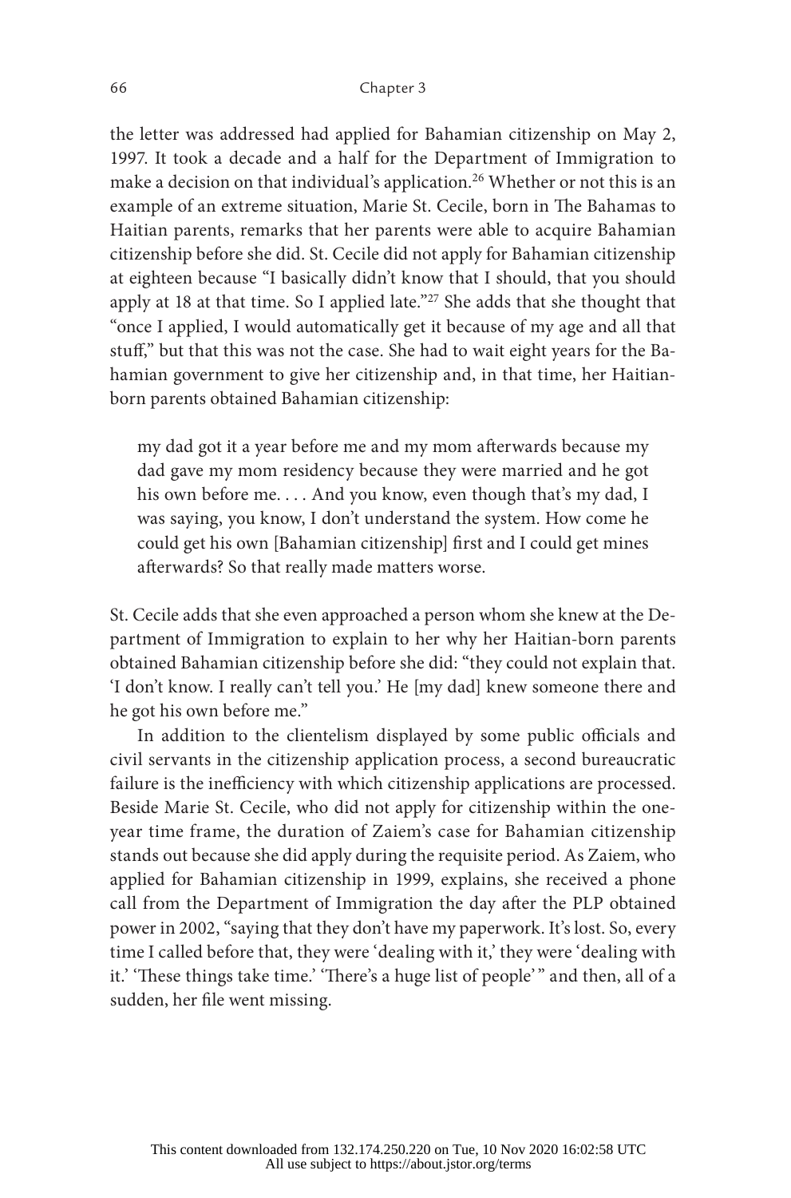the letter was addressed had applied for Bahamian citizenship on May 2, 1997. It took a decade and a half for the Department of Immigration to make a decision on that individual's application.[26] Whether or not this is an example of an extreme situation, Marie St. Cecile, born in The Bahamas to Haitian parents, remarks that her parents were able to acquire Bahamian citizenship before she did. St. Cecile did not apply for Bahamian citizenship at eighteen because "I basically didn't know that I should, that you should apply at 18 at that time. So I applied late."[27] She adds that she thought that "once I applied, I would automatically get it because of my age and all that stuff," but that this was not the case. She had to wait eight years for the Bahamian government to give her citizenship and, in that time, her Haitian-born parents obtained Bahamian citizenship:

> my dad got it a year before me and my mom afterwards because my dad gave my mom residency because they were married and he got his own before me. . . . And you know, even though that's my dad, I was saying, you know, I don't understand the system. How come he could get his own [Bahamian citizenship] first and I could get mines afterwards? So that really made matters worse.

St. Cecile adds that she even approached a person whom she knew at the Department of Immigration to explain to her why her Haitian-born parents obtained Bahamian citizenship before she did: "they could not explain that. 'I don't know. I really can't tell you.' He [my dad] knew someone there and he got his own before me."

In addition to the clientelism displayed by some public officials and civil servants in the citizenship application process, a second bureaucratic failure is the inefficiency with which citizenship applications are processed. Beside Marie St. Cecile, who did not apply for citizenship within the one-year time frame, the duration of Zaiem's case for Bahamian citizenship stands out because she did apply during the requisite period. As Zaiem, who applied for Bahamian citizenship in 1999, explains, she received a phone call from the Department of Immigration the day after the PLP obtained power in 2002, "saying that they don't have my paperwork. It's lost. So, every time I called before that, they were 'dealing with it,' they were 'dealing with it.' 'These things take time.' 'There's a huge list of people'" and then, all of a sudden, her file went missing.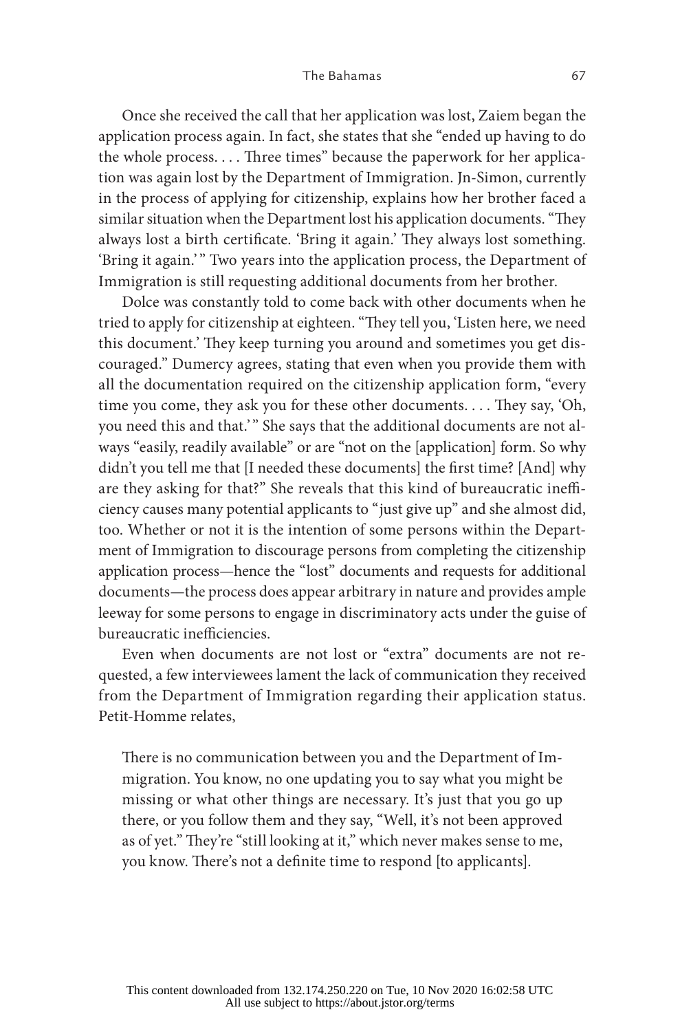Once she received the call that her application was lost, Zaiem began the application process again. In fact, she states that she "ended up having to do the whole process. . . . Three times" because the paperwork for her application was again lost by the Department of Immigration. Jn-Simon, currently in the process of applying for citizenship, explains how her brother faced a similar situation when the Department lost his application documents. "They always lost a birth certificate. 'Bring it again.' They always lost something. 'Bring it again.'" Two years into the application process, the Department of Immigration is still requesting additional documents from her brother.

Dolce was constantly told to come back with other documents when he tried to apply for citizenship at eighteen. "They tell you, 'Listen here, we need this document.' They keep turning you around and sometimes you get discouraged." Dumercy agrees, stating that even when you provide them with all the documentation required on the citizenship application form, "every time you come, they ask you for these other documents. . . . They say, 'Oh, you need this and that.'" She says that the additional documents are not always "easily, readily available" or are "not on the [application] form. So why didn't you tell me that [I needed these documents] the first time? [And] why are they asking for that?" She reveals that this kind of bureaucratic inefficiency causes many potential applicants to "just give up" and she almost did, too. Whether or not it is the intention of some persons within the Department of Immigration to discourage persons from completing the citizenship application process—hence the "lost" documents and requests for additional documents—the process does appear arbitrary in nature and provides ample leeway for some persons to engage in discriminatory acts under the guise of bureaucratic inefficiencies.

Even when documents are not lost or "extra" documents are not requested, a few interviewees lament the lack of communication they received from the Department of Immigration regarding their application status. Petit-Homme relates,

> There is no communication between you and the Department of Immigration. You know, no one updating you to say what you might be missing or what other things are necessary. It's just that you go up there, or you follow them and they say, "Well, it's not been approved as of yet." They're "still looking at it," which never makes sense to me, you know. There's not a definite time to respond [to applicants].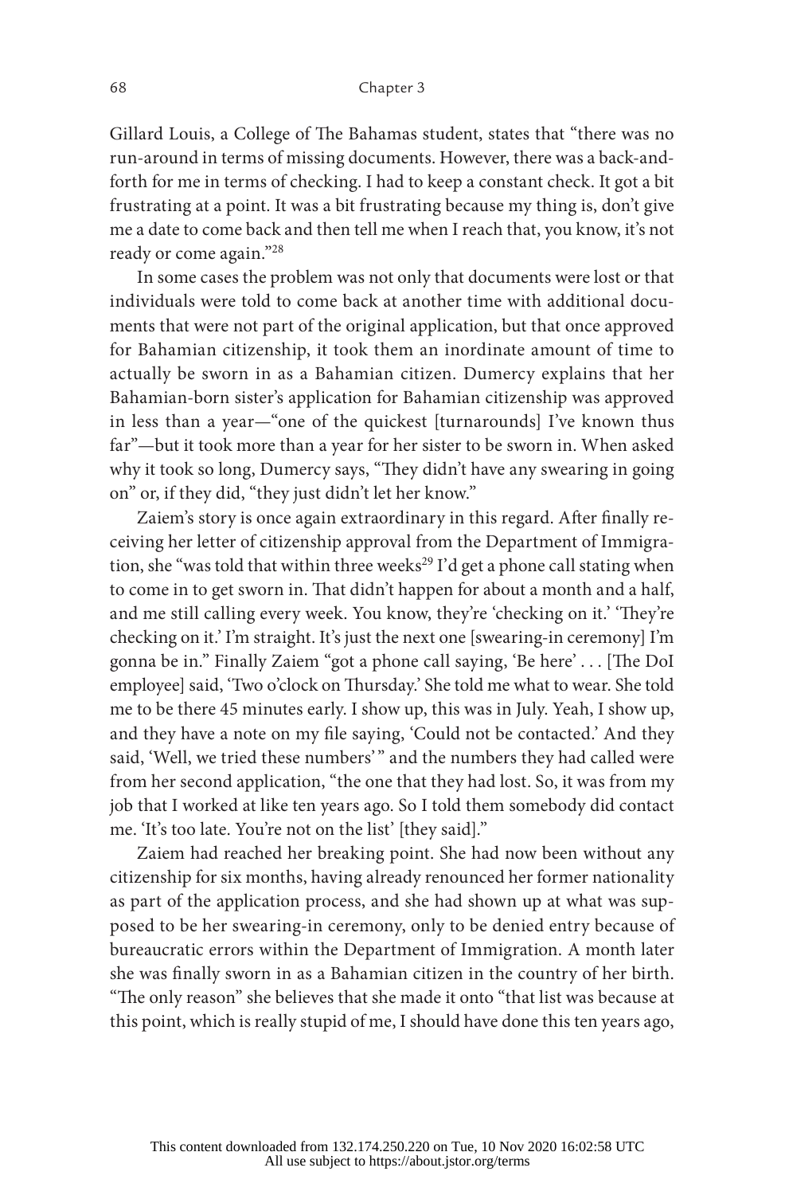Gillard Louis, a College of The Bahamas student, states that "there was no run-around in terms of missing documents. However, there was a back-and-forth for me in terms of checking. I had to keep a constant check. It got a bit frustrating at a point. It was a bit frustrating because my thing is, don't give me a date to come back and then tell me when I reach that, you know, it's not ready or come again."[28]

In some cases the problem was not only that documents were lost or that individuals were told to come back at another time with additional documents that were not part of the original application, but that once approved for Bahamian citizenship, it took them an inordinate amount of time to actually be sworn in as a Bahamian citizen. Dumercy explains that her Bahamian-born sister's application for Bahamian citizenship was approved in less than a year—"one of the quickest [turnarounds] I've known thus far"—but it took more than a year for her sister to be sworn in. When asked why it took so long, Dumercy says, "They didn't have any swearing in going on" or, if they did, "they just didn't let her know."

Zaiem's story is once again extraordinary in this regard. After finally receiving her letter of citizenship approval from the Department of Immigration, she "was told that within three weeks[29] I'd get a phone call stating when to come in to get sworn in. That didn't happen for about a month and a half, and me still calling every week. You know, they're 'checking on it.' 'They're checking on it.' I'm straight. It's just the next one [swearing-in ceremony] I'm gonna be in." Finally Zaiem "got a phone call saying, 'Be here' . . . [The DoI employee] said, 'Two o'clock on Thursday.' She told me what to wear. She told me to be there 45 minutes early. I show up, this was in July. Yeah, I show up, and they have a note on my file saying, 'Could not be contacted.' And they said, 'Well, we tried these numbers'" and the numbers they had called were from her second application, "the one that they had lost. So, it was from my job that I worked at like ten years ago. So I told them somebody did contact me. 'It's too late. You're not on the list' [they said]."

Zaiem had reached her breaking point. She had now been without any citizenship for six months, having already renounced her former nationality as part of the application process, and she had shown up at what was supposed to be her swearing-in ceremony, only to be denied entry because of bureaucratic errors within the Department of Immigration. A month later she was finally sworn in as a Bahamian citizen in the country of her birth. "The only reason" she believes that she made it onto "that list was because at this point, which is really stupid of me, I should have done this ten years ago,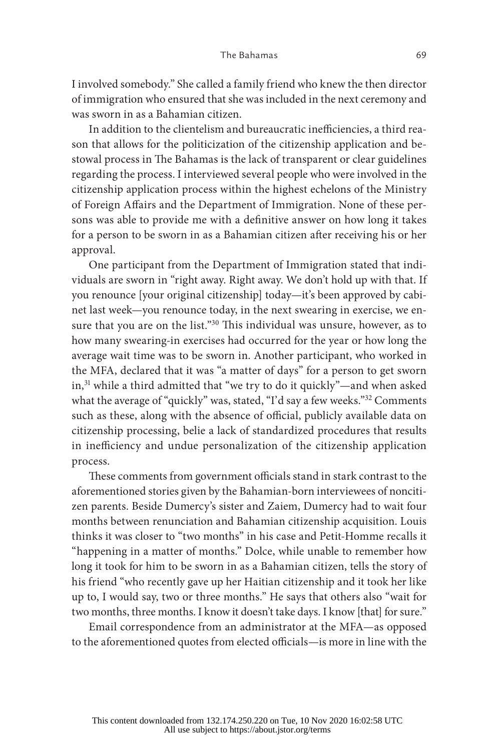I involved somebody." She called a family friend who knew the then director of immigration who ensured that she was included in the next ceremony and was sworn in as a Bahamian citizen.

In addition to the clientelism and bureaucratic inefficiencies, a third reason that allows for the politicization of the citizenship application and bestowal process in The Bahamas is the lack of transparent or clear guidelines regarding the process. I interviewed several people who were involved in the citizenship application process within the highest echelons of the Ministry of Foreign Affairs and the Department of Immigration. None of these persons was able to provide me with a definitive answer on how long it takes for a person to be sworn in as a Bahamian citizen after receiving his or her approval.

One participant from the Department of Immigration stated that individuals are sworn in "right away. Right away. We don't hold up with that. If you renounce [your original citizenship] today—it's been approved by cabinet last week—you renounce today, in the next swearing in exercise, we ensure that you are on the list."[30] This individual was unsure, however, as to how many swearing-in exercises had occurred for the year or how long the average wait time was to be sworn in. Another participant, who worked in the MFA, declared that it was "a matter of days" for a person to get sworn in,[31] while a third admitted that "we try to do it quickly"—and when asked what the average of "quickly" was, stated, "I'd say a few weeks."[32] Comments such as these, along with the absence of official, publicly available data on citizenship processing, belie a lack of standardized procedures that results in inefficiency and undue personalization of the citizenship application process.

These comments from government officials stand in stark contrast to the aforementioned stories given by the Bahamian-born interviewees of noncitizen parents. Beside Dumercy's sister and Zaiem, Dumercy had to wait four months between renunciation and Bahamian citizenship acquisition. Louis thinks it was closer to "two months" in his case and Petit-Homme recalls it "happening in a matter of months." Dolce, while unable to remember how long it took for him to be sworn in as a Bahamian citizen, tells the story of his friend "who recently gave up her Haitian citizenship and it took her like up to, I would say, two or three months." He says that others also "wait for two months, three months. I know it doesn't take days. I know [that] for sure."

Email correspondence from an administrator at the MFA—as opposed to the aforementioned quotes from elected officials—is more in line with the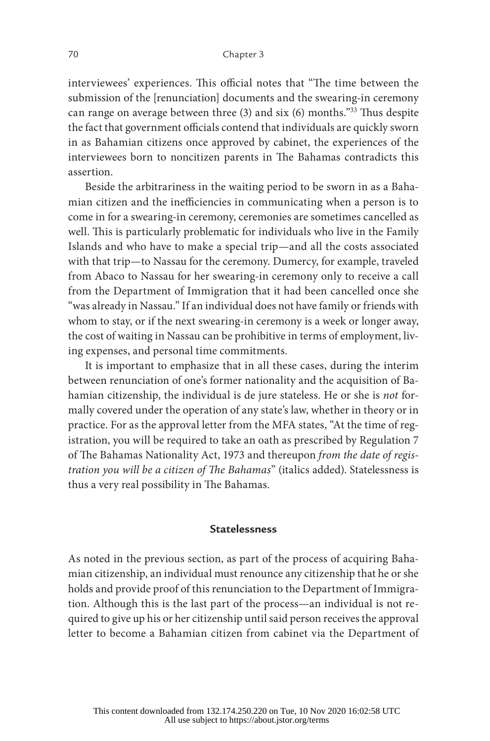interviewees' experiences. This official notes that "The time between the submission of the [renunciation] documents and the swearing-in ceremony can range on average between three (3) and six (6) months."[33] Thus despite the fact that government officials contend that individuals are quickly sworn in as Bahamian citizens once approved by cabinet, the experiences of the interviewees born to noncitizen parents in The Bahamas contradicts this assertion.

Beside the arbitrariness in the waiting period to be sworn in as a Bahamian citizen and the inefficiencies in communicating when a person is to come in for a swearing-in ceremony, ceremonies are sometimes cancelled as well. This is particularly problematic for individuals who live in the Family Islands and who have to make a special trip—and all the costs associated with that trip—to Nassau for the ceremony. Dumercy, for example, traveled from Abaco to Nassau for her swearing-in ceremony only to receive a call from the Department of Immigration that it had been cancelled once she "was already in Nassau." If an individual does not have family or friends with whom to stay, or if the next swearing-in ceremony is a week or longer away, the cost of waiting in Nassau can be prohibitive in terms of employment, living expenses, and personal time commitments.

It is important to emphasize that in all these cases, during the interim between renunciation of one's former nationality and the acquisition of Bahamian citizenship, the individual is de jure stateless. He or she is *not* formally covered under the operation of any state's law, whether in theory or in practice. For as the approval letter from the MFA states, "At the time of registration, you will be required to take an oath as prescribed by Regulation 7 of The Bahamas Nationality Act, 1973 and thereupon *from the date of registration you will be a citizen of The Bahamas*" (italics added). Statelessness is thus a very real possibility in The Bahamas.

## Statelessness

As noted in the previous section, as part of the process of acquiring Bahamian citizenship, an individual must renounce any citizenship that he or she holds and provide proof of this renunciation to the Department of Immigration. Although this is the last part of the process—an individual is not required to give up his or her citizenship until said person receives the approval letter to become a Bahamian citizen from cabinet via the Department of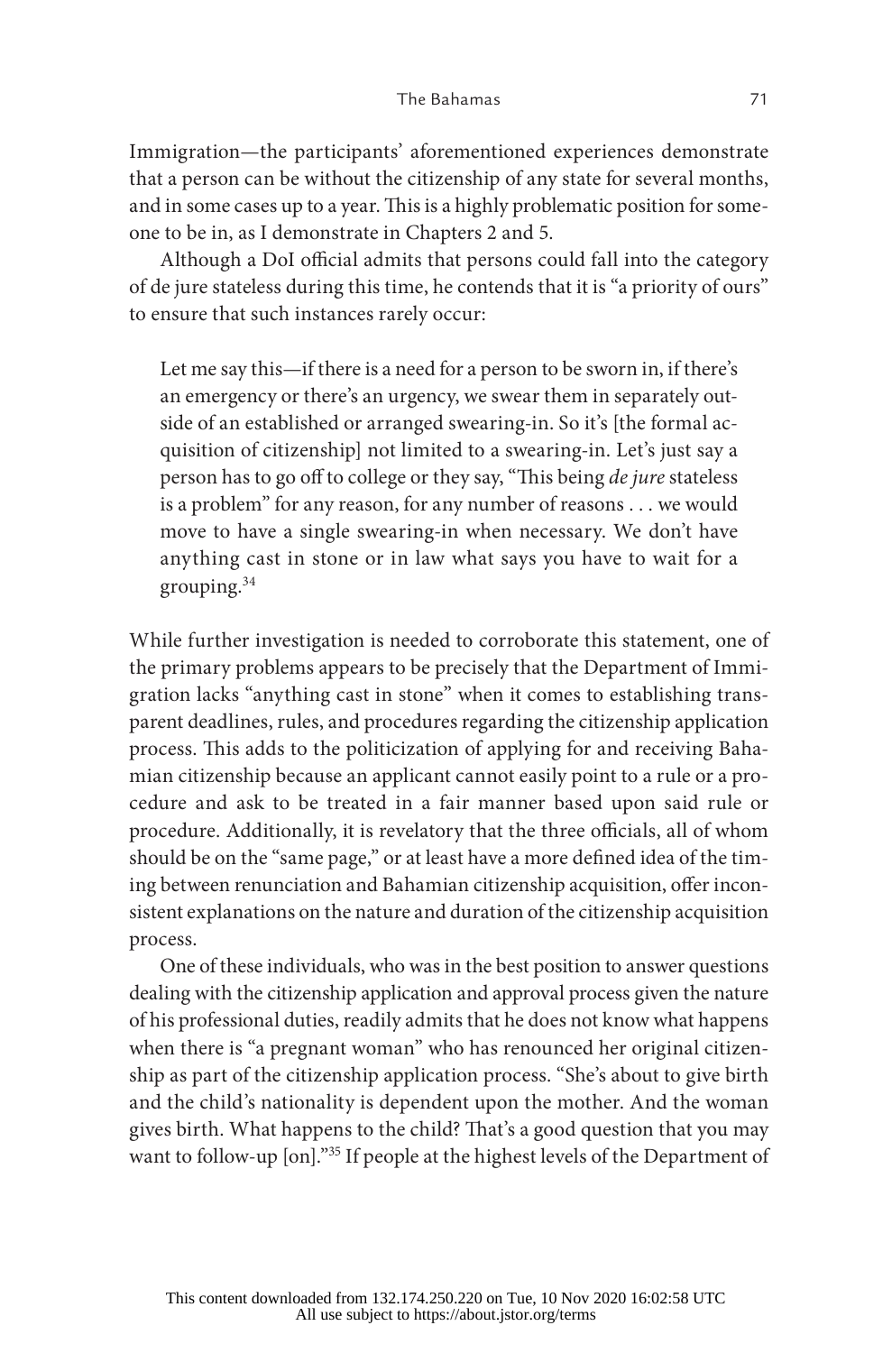Immigration—the participants' aforementioned experiences demonstrate that a person can be without the citizenship of any state for several months, and in some cases up to a year. This is a highly problematic position for someone to be in, as I demonstrate in Chapters 2 and 5.

Although a DoI official admits that persons could fall into the category of de jure stateless during this time, he contends that it is "a priority of ours" to ensure that such instances rarely occur:

> Let me say this—if there is a need for a person to be sworn in, if there's an emergency or there's an urgency, we swear them in separately outside of an established or arranged swearing-in. So it's [the formal acquisition of citizenship] not limited to a swearing-in. Let's just say a person has to go off to college or they say, "This being *de jure* stateless is a problem" for any reason, for any number of reasons . . . we would move to have a single swearing-in when necessary. We don't have anything cast in stone or in law what says you have to wait for a grouping.[34]

While further investigation is needed to corroborate this statement, one of the primary problems appears to be precisely that the Department of Immigration lacks "anything cast in stone" when it comes to establishing transparent deadlines, rules, and procedures regarding the citizenship application process. This adds to the politicization of applying for and receiving Bahamian citizenship because an applicant cannot easily point to a rule or a procedure and ask to be treated in a fair manner based upon said rule or procedure. Additionally, it is revelatory that the three officials, all of whom should be on the "same page," or at least have a more defined idea of the timing between renunciation and Bahamian citizenship acquisition, offer inconsistent explanations on the nature and duration of the citizenship acquisition process.

One of these individuals, who was in the best position to answer questions dealing with the citizenship application and approval process given the nature of his professional duties, readily admits that he does not know what happens when there is "a pregnant woman" who has renounced her original citizenship as part of the citizenship application process. "She's about to give birth and the child's nationality is dependent upon the mother. And the woman gives birth. What happens to the child? That's a good question that you may want to follow-up [on]."[35] If people at the highest levels of the Department of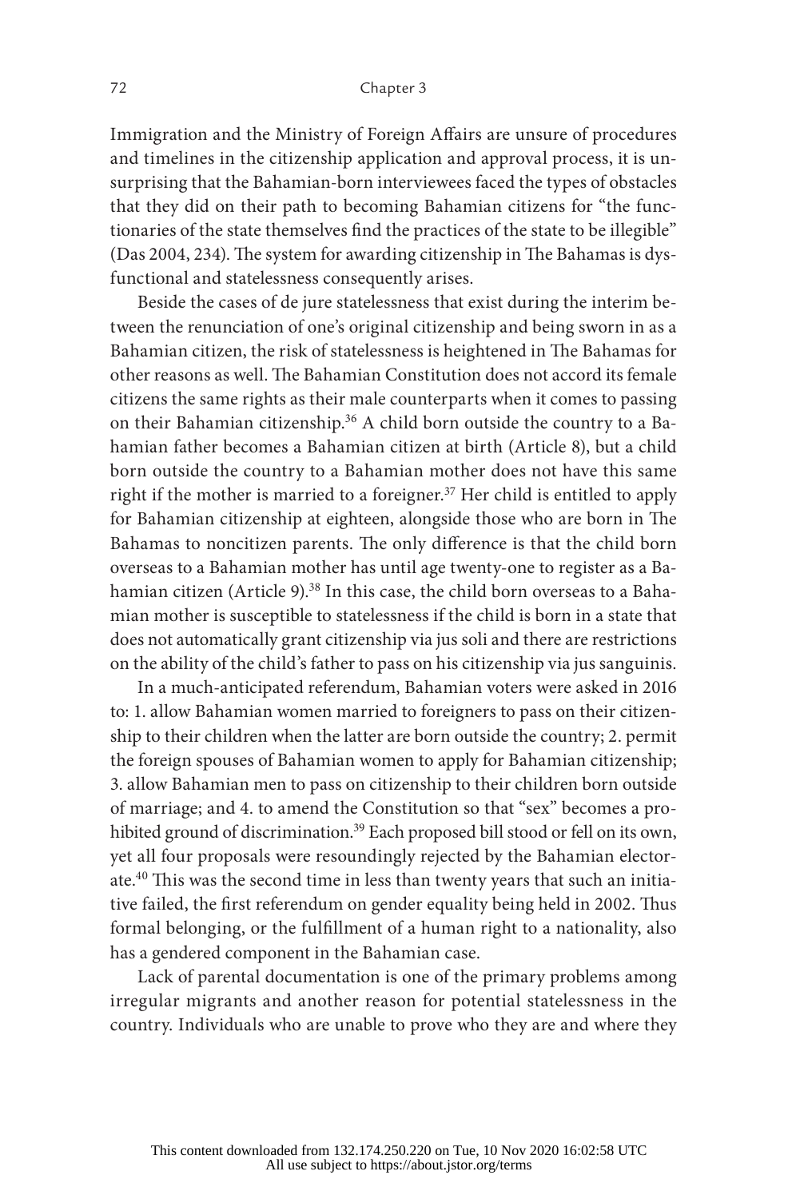Immigration and the Ministry of Foreign Affairs are unsure of procedures and timelines in the citizenship application and approval process, it is unsurprising that the Bahamian-born interviewees faced the types of obstacles that they did on their path to becoming Bahamian citizens for "the functionaries of the state themselves find the practices of the state to be illegible" (Das 2004, 234). The system for awarding citizenship in The Bahamas is dysfunctional and statelessness consequently arises.

Beside the cases of de jure statelessness that exist during the interim between the renunciation of one's original citizenship and being sworn in as a Bahamian citizen, the risk of statelessness is heightened in The Bahamas for other reasons as well. The Bahamian Constitution does not accord its female citizens the same rights as their male counterparts when it comes to passing on their Bahamian citizenship.[36] A child born outside the country to a Bahamian father becomes a Bahamian citizen at birth (Article 8), but a child born outside the country to a Bahamian mother does not have this same right if the mother is married to a foreigner.[37] Her child is entitled to apply for Bahamian citizenship at eighteen, alongside those who are born in The Bahamas to noncitizen parents. The only difference is that the child born overseas to a Bahamian mother has until age twenty-one to register as a Bahamian citizen (Article 9).[38] In this case, the child born overseas to a Bahamian mother is susceptible to statelessness if the child is born in a state that does not automatically grant citizenship via jus soli and there are restrictions on the ability of the child's father to pass on his citizenship via jus sanguinis.

In a much-anticipated referendum, Bahamian voters were asked in 2016 to: 1. allow Bahamian women married to foreigners to pass on their citizenship to their children when the latter are born outside the country; 2. permit the foreign spouses of Bahamian women to apply for Bahamian citizenship; 3. allow Bahamian men to pass on citizenship to their children born outside of marriage; and 4. to amend the Constitution so that "sex" becomes a prohibited ground of discrimination.[39] Each proposed bill stood or fell on its own, yet all four proposals were resoundingly rejected by the Bahamian electorate.[40] This was the second time in less than twenty years that such an initiative failed, the first referendum on gender equality being held in 2002. Thus formal belonging, or the fulfillment of a human right to a nationality, also has a gendered component in the Bahamian case.

Lack of parental documentation is one of the primary problems among irregular migrants and another reason for potential statelessness in the country. Individuals who are unable to prove who they are and where they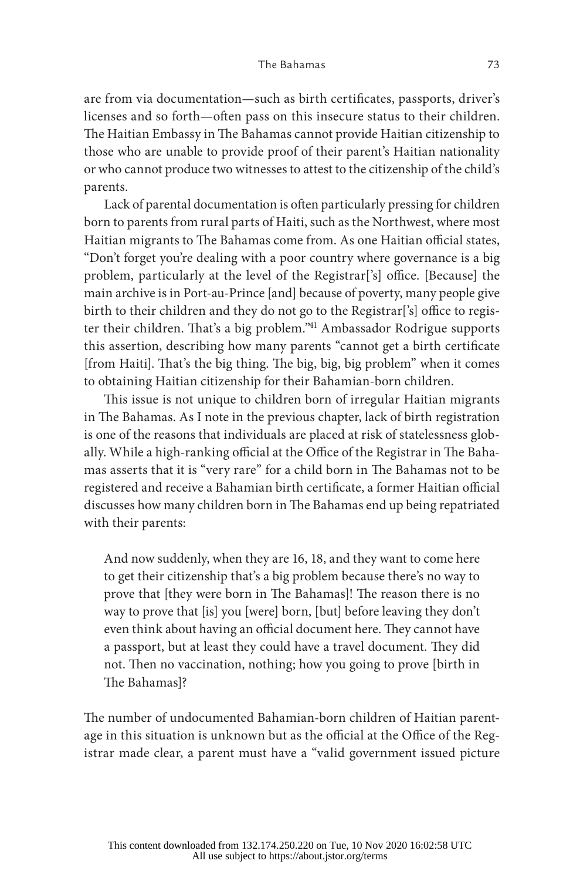are from via documentation—such as birth certificates, passports, driver's licenses and so forth—often pass on this insecure status to their children. The Haitian Embassy in The Bahamas cannot provide Haitian citizenship to those who are unable to provide proof of their parent's Haitian nationality or who cannot produce two witnesses to attest to the citizenship of the child's parents.

Lack of parental documentation is often particularly pressing for children born to parents from rural parts of Haiti, such as the Northwest, where most Haitian migrants to The Bahamas come from. As one Haitian official states, "Don't forget you're dealing with a poor country where governance is a big problem, particularly at the level of the Registrar['s] office. [Because] the main archive is in Port-au-Prince [and] because of poverty, many people give birth to their children and they do not go to the Registrar['s] office to register their children. That's a big problem."[41] Ambassador Rodrigue supports this assertion, describing how many parents "cannot get a birth certificate [from Haiti]. That's the big thing. The big, big, big problem" when it comes to obtaining Haitian citizenship for their Bahamian-born children.

This issue is not unique to children born of irregular Haitian migrants in The Bahamas. As I note in the previous chapter, lack of birth registration is one of the reasons that individuals are placed at risk of statelessness globally. While a high-ranking official at the Office of the Registrar in The Bahamas asserts that it is "very rare" for a child born in The Bahamas not to be registered and receive a Bahamian birth certificate, a former Haitian official discusses how many children born in The Bahamas end up being repatriated with their parents:

> And now suddenly, when they are 16, 18, and they want to come here to get their citizenship that's a big problem because there's no way to prove that [they were born in The Bahamas]! The reason there is no way to prove that [is] you [were] born, [but] before leaving they don't even think about having an official document here. They cannot have a passport, but at least they could have a travel document. They did not. Then no vaccination, nothing; how you going to prove [birth in The Bahamas]?

The number of undocumented Bahamian-born children of Haitian parentage in this situation is unknown but as the official at the Office of the Registrar made clear, a parent must have a "valid government issued picture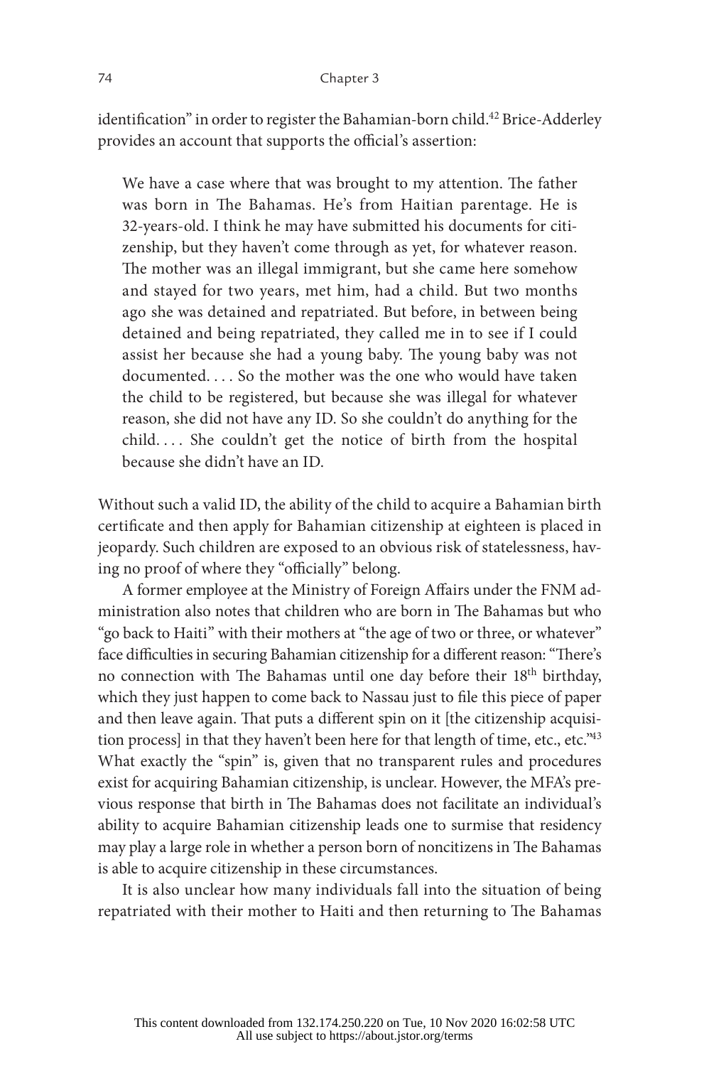identification" in order to register the Bahamian-born child.[42] Brice-Adderley provides an account that supports the official's assertion:

> We have a case where that was brought to my attention. The father was born in The Bahamas. He's from Haitian parentage. He is 32-years-old. I think he may have submitted his documents for citizenship, but they haven't come through as yet, for whatever reason. The mother was an illegal immigrant, but she came here somehow and stayed for two years, met him, had a child. But two months ago she was detained and repatriated. But before, in between being detained and being repatriated, they called me in to see if I could assist her because she had a young baby. The young baby was not documented. . . . So the mother was the one who would have taken the child to be registered, but because she was illegal for whatever reason, she did not have any ID. So she couldn't do anything for the child. . . . She couldn't get the notice of birth from the hospital because she didn't have an ID.

Without such a valid ID, the ability of the child to acquire a Bahamian birth certificate and then apply for Bahamian citizenship at eighteen is placed in jeopardy. Such children are exposed to an obvious risk of statelessness, having no proof of where they "officially" belong.

A former employee at the Ministry of Foreign Affairs under the FNM administration also notes that children who are born in The Bahamas but who "go back to Haiti" with their mothers at "the age of two or three, or whatever" face difficulties in securing Bahamian citizenship for a different reason: "There's no connection with The Bahamas until one day before their 18th birthday, which they just happen to come back to Nassau just to file this piece of paper and then leave again. That puts a different spin on it [the citizenship acquisition process] in that they haven't been here for that length of time, etc., etc."[43] What exactly the "spin" is, given that no transparent rules and procedures exist for acquiring Bahamian citizenship, is unclear. However, the MFA's previous response that birth in The Bahamas does not facilitate an individual's ability to acquire Bahamian citizenship leads one to surmise that residency may play a large role in whether a person born of noncitizens in The Bahamas is able to acquire citizenship in these circumstances.

It is also unclear how many individuals fall into the situation of being repatriated with their mother to Haiti and then returning to The Bahamas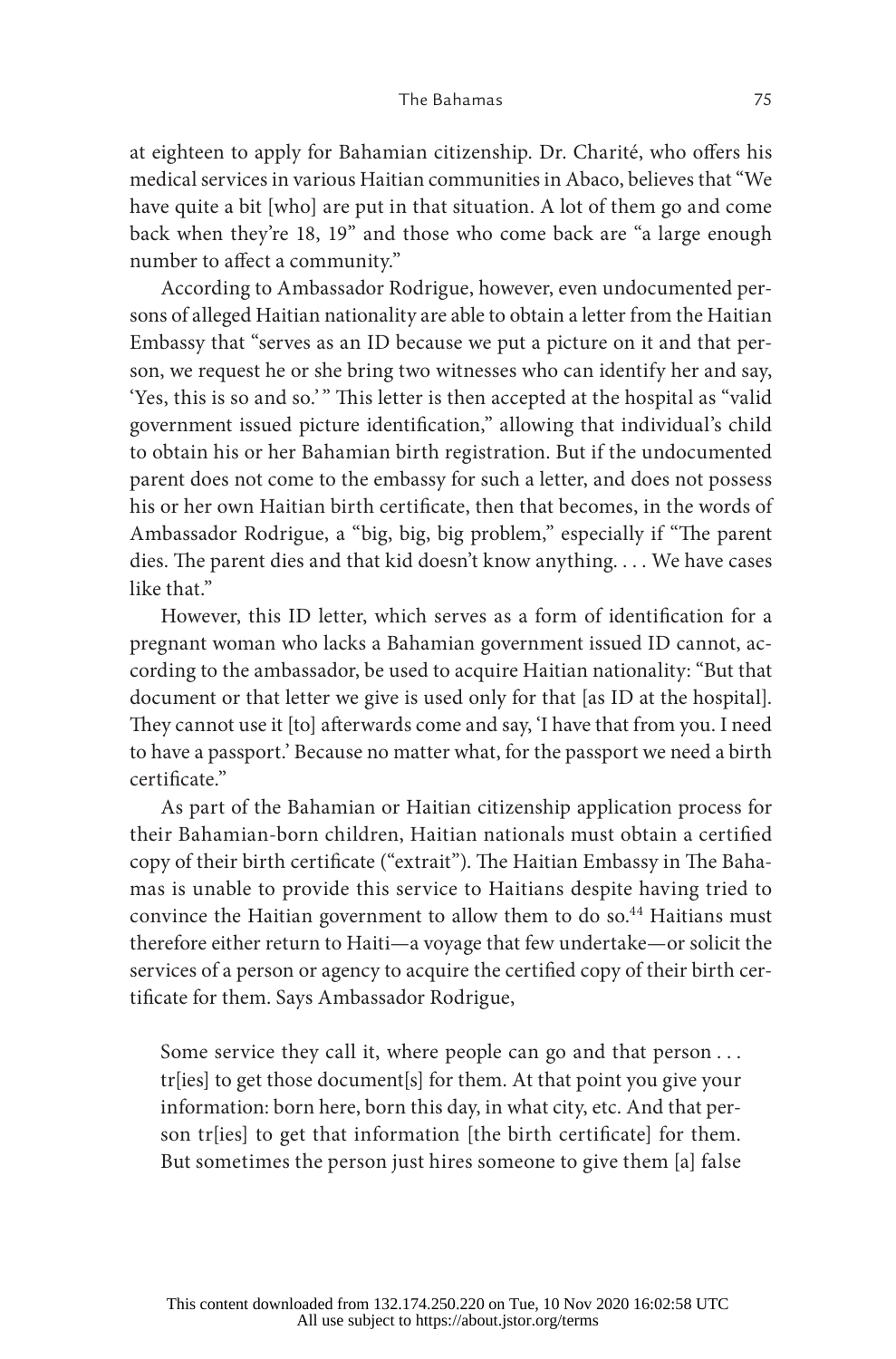at eighteen to apply for Bahamian citizenship. Dr. Charité, who offers his medical services in various Haitian communities in Abaco, believes that "We have quite a bit [who] are put in that situation. A lot of them go and come back when they're 18, 19" and those who come back are "a large enough number to affect a community."

According to Ambassador Rodrigue, however, even undocumented persons of alleged Haitian nationality are able to obtain a letter from the Haitian Embassy that "serves as an ID because we put a picture on it and that person, we request he or she bring two witnesses who can identify her and say, 'Yes, this is so and so.'" This letter is then accepted at the hospital as "valid government issued picture identification," allowing that individual's child to obtain his or her Bahamian birth registration. But if the undocumented parent does not come to the embassy for such a letter, and does not possess his or her own Haitian birth certificate, then that becomes, in the words of Ambassador Rodrigue, a "big, big, big problem," especially if "The parent dies. The parent dies and that kid doesn't know anything. . . . We have cases like that."

However, this ID letter, which serves as a form of identification for a pregnant woman who lacks a Bahamian government issued ID cannot, according to the ambassador, be used to acquire Haitian nationality: "But that document or that letter we give is used only for that [as ID at the hospital]. They cannot use it [to] afterwards come and say, 'I have that from you. I need to have a passport.' Because no matter what, for the passport we need a birth certificate."

As part of the Bahamian or Haitian citizenship application process for their Bahamian-born children, Haitian nationals must obtain a certified copy of their birth certificate ("extrait"). The Haitian Embassy in The Bahamas is unable to provide this service to Haitians despite having tried to convince the Haitian government to allow them to do so.[44] Haitians must therefore either return to Haiti—a voyage that few undertake—or solicit the services of a person or agency to acquire the certified copy of their birth certificate for them. Says Ambassador Rodrigue,

> Some service they call it, where people can go and that person . . . tr[ies] to get those document[s] for them. At that point you give your information: born here, born this day, in what city, etc. And that person tr[ies] to get that information [the birth certificate] for them. But sometimes the person just hires someone to give them [a] false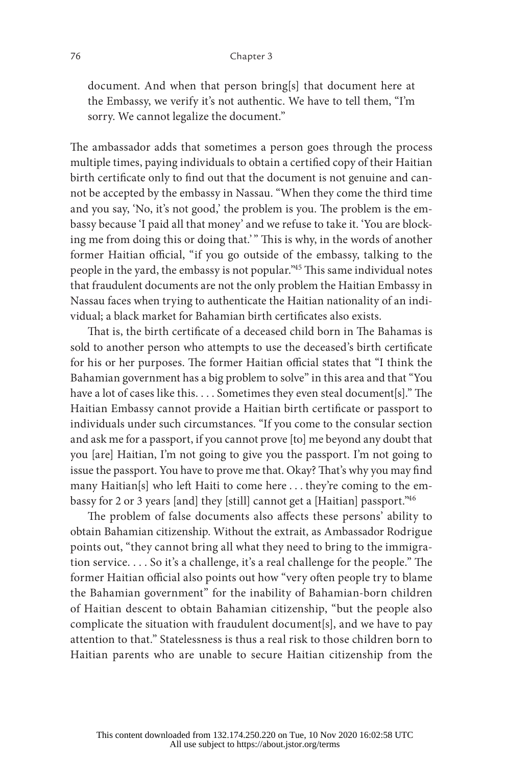document. And when that person bring[s] that document here at the Embassy, we verify it's not authentic. We have to tell them, "I'm sorry. We cannot legalize the document."

The ambassador adds that sometimes a person goes through the process multiple times, paying individuals to obtain a certified copy of their Haitian birth certificate only to find out that the document is not genuine and cannot be accepted by the embassy in Nassau. "When they come the third time and you say, 'No, it's not good,' the problem is you. The problem is the embassy because 'I paid all that money' and we refuse to take it. 'You are blocking me from doing this or doing that.'" This is why, in the words of another former Haitian official, "if you go outside of the embassy, talking to the people in the yard, the embassy is not popular."[45] This same individual notes that fraudulent documents are not the only problem the Haitian Embassy in Nassau faces when trying to authenticate the Haitian nationality of an individual; a black market for Bahamian birth certificates also exists.

That is, the birth certificate of a deceased child born in The Bahamas is sold to another person who attempts to use the deceased's birth certificate for his or her purposes. The former Haitian official states that "I think the Bahamian government has a big problem to solve" in this area and that "You have a lot of cases like this. . . . Sometimes they even steal document[s]." The Haitian Embassy cannot provide a Haitian birth certificate or passport to individuals under such circumstances. "If you come to the consular section and ask me for a passport, if you cannot prove [to] me beyond any doubt that you [are] Haitian, I'm not going to give you the passport. I'm not going to issue the passport. You have to prove me that. Okay? That's why you may find many Haitian[s] who left Haiti to come here . . . they're coming to the embassy for 2 or 3 years [and] they [still] cannot get a [Haitian] passport."[46]

The problem of false documents also affects these persons' ability to obtain Bahamian citizenship. Without the extrait, as Ambassador Rodrigue points out, "they cannot bring all what they need to bring to the immigration service. . . . So it's a challenge, it's a real challenge for the people." The former Haitian official also points out how "very often people try to blame the Bahamian government" for the inability of Bahamian-born children of Haitian descent to obtain Bahamian citizenship, "but the people also complicate the situation with fraudulent document[s], and we have to pay attention to that." Statelessness is thus a real risk to those children born to Haitian parents who are unable to secure Haitian citizenship from the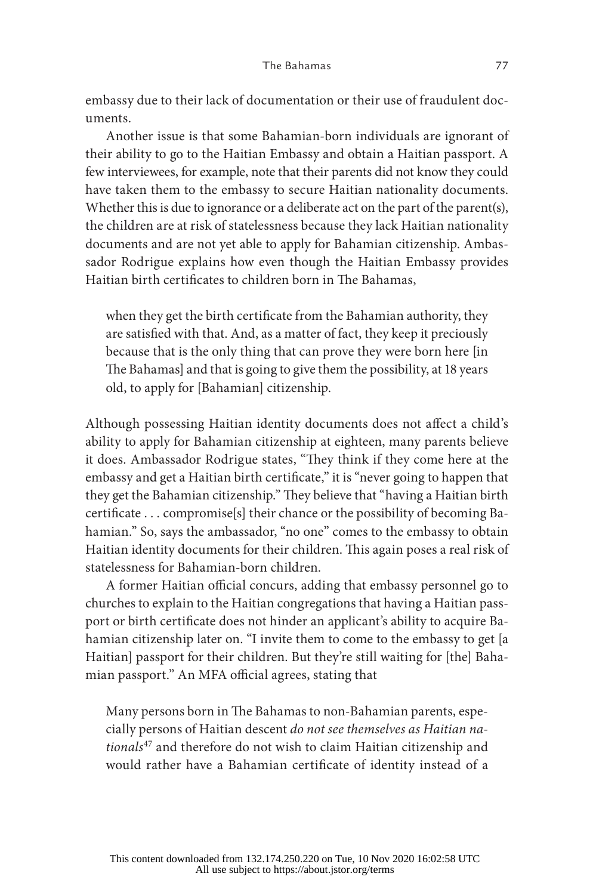embassy due to their lack of documentation or their use of fraudulent documents.

Another issue is that some Bahamian-born individuals are ignorant of their ability to go to the Haitian Embassy and obtain a Haitian passport. A few interviewees, for example, note that their parents did not know they could have taken them to the embassy to secure Haitian nationality documents. Whether this is due to ignorance or a deliberate act on the part of the parent(s), the children are at risk of statelessness because they lack Haitian nationality documents and are not yet able to apply for Bahamian citizenship. Ambassador Rodrigue explains how even though the Haitian Embassy provides Haitian birth certificates to children born in The Bahamas,

> when they get the birth certificate from the Bahamian authority, they are satisfied with that. And, as a matter of fact, they keep it preciously because that is the only thing that can prove they were born here [in The Bahamas] and that is going to give them the possibility, at 18 years old, to apply for [Bahamian] citizenship.

Although possessing Haitian identity documents does not affect a child's ability to apply for Bahamian citizenship at eighteen, many parents believe it does. Ambassador Rodrigue states, "They think if they come here at the embassy and get a Haitian birth certificate," it is "never going to happen that they get the Bahamian citizenship." They believe that "having a Haitian birth certificate . . . compromise[s] their chance or the possibility of becoming Bahamian." So, says the ambassador, "no one" comes to the embassy to obtain Haitian identity documents for their children. This again poses a real risk of statelessness for Bahamian-born children.

A former Haitian official concurs, adding that embassy personnel go to churches to explain to the Haitian congregations that having a Haitian passport or birth certificate does not hinder an applicant's ability to acquire Bahamian citizenship later on. "I invite them to come to the embassy to get [a Haitian] passport for their children. But they're still waiting for [the] Bahamian passport." An MFA official agrees, stating that

> Many persons born in The Bahamas to non-Bahamian parents, especially persons of Haitian descent *do not see themselves as Haitian nationals*[47] and therefore do not wish to claim Haitian citizenship and would rather have a Bahamian certificate of identity instead of a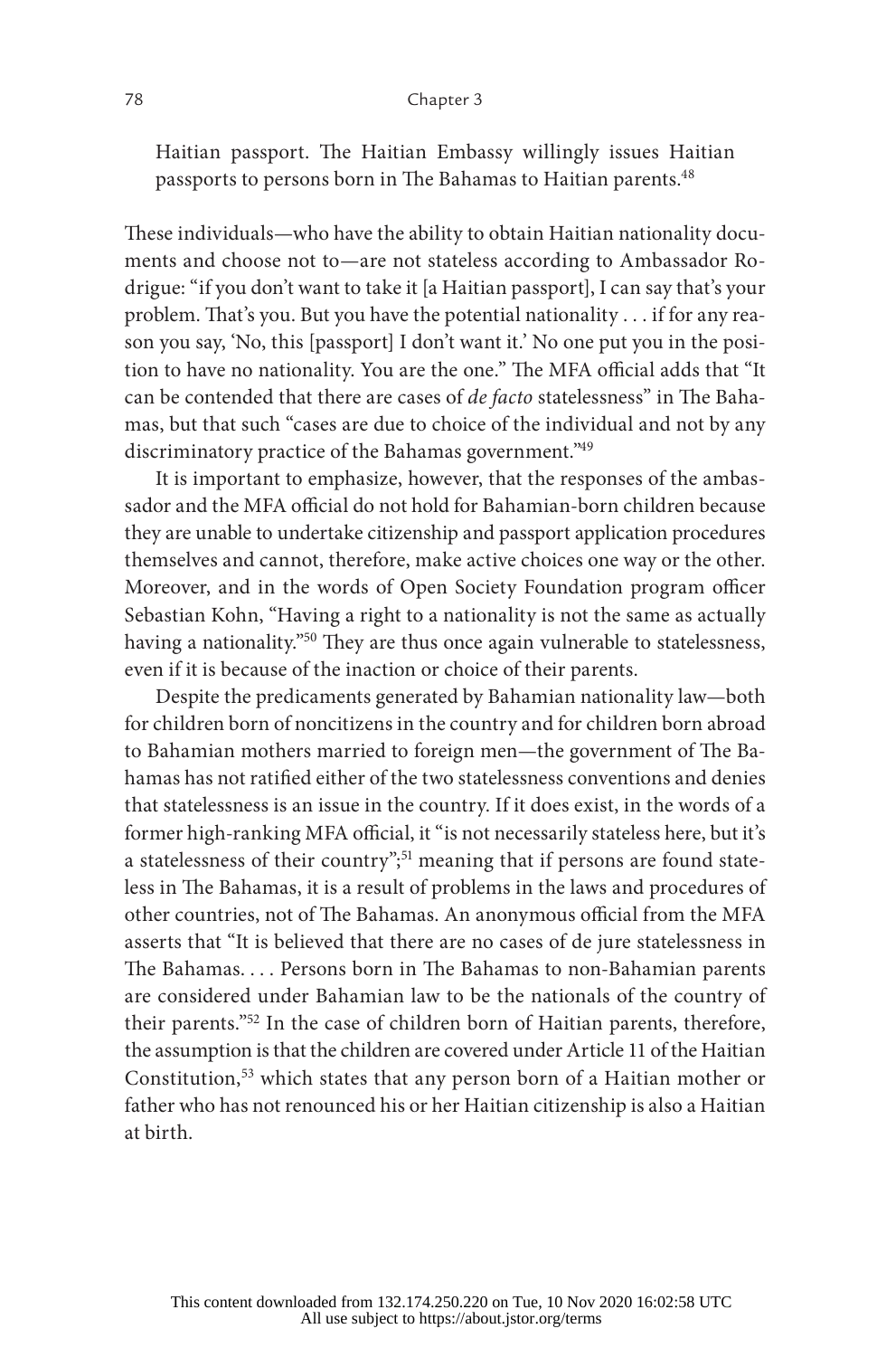Haitian passport. The Haitian Embassy willingly issues Haitian passports to persons born in The Bahamas to Haitian parents.[48]

These individuals—who have the ability to obtain Haitian nationality documents and choose not to—are not stateless according to Ambassador Rodrigue: "if you don't want to take it [a Haitian passport], I can say that's your problem. That's you. But you have the potential nationality . . . if for any reason you say, 'No, this [passport] I don't want it.' No one put you in the position to have no nationality. You are the one." The MFA official adds that "It can be contended that there are cases of *de facto* statelessness" in The Bahamas, but that such "cases are due to choice of the individual and not by any discriminatory practice of the Bahamas government."[49]

It is important to emphasize, however, that the responses of the ambassador and the MFA official do not hold for Bahamian-born children because they are unable to undertake citizenship and passport application procedures themselves and cannot, therefore, make active choices one way or the other. Moreover, and in the words of Open Society Foundation program officer Sebastian Kohn, "Having a right to a nationality is not the same as actually having a nationality."[50] They are thus once again vulnerable to statelessness, even if it is because of the inaction or choice of their parents.

Despite the predicaments generated by Bahamian nationality law—both for children born of noncitizens in the country and for children born abroad to Bahamian mothers married to foreign men—the government of The Bahamas has not ratified either of the two statelessness conventions and denies that statelessness is an issue in the country. If it does exist, in the words of a former high-ranking MFA official, it "is not necessarily stateless here, but it's a statelessness of their country";[51] meaning that if persons are found stateless in The Bahamas, it is a result of problems in the laws and procedures of other countries, not of The Bahamas. An anonymous official from the MFA asserts that "It is believed that there are no cases of de jure statelessness in The Bahamas. . . . Persons born in The Bahamas to non-Bahamian parents are considered under Bahamian law to be the nationals of the country of their parents."[52] In the case of children born of Haitian parents, therefore, the assumption is that the children are covered under Article 11 of the Haitian Constitution,[53] which states that any person born of a Haitian mother or father who has not renounced his or her Haitian citizenship is also a Haitian at birth.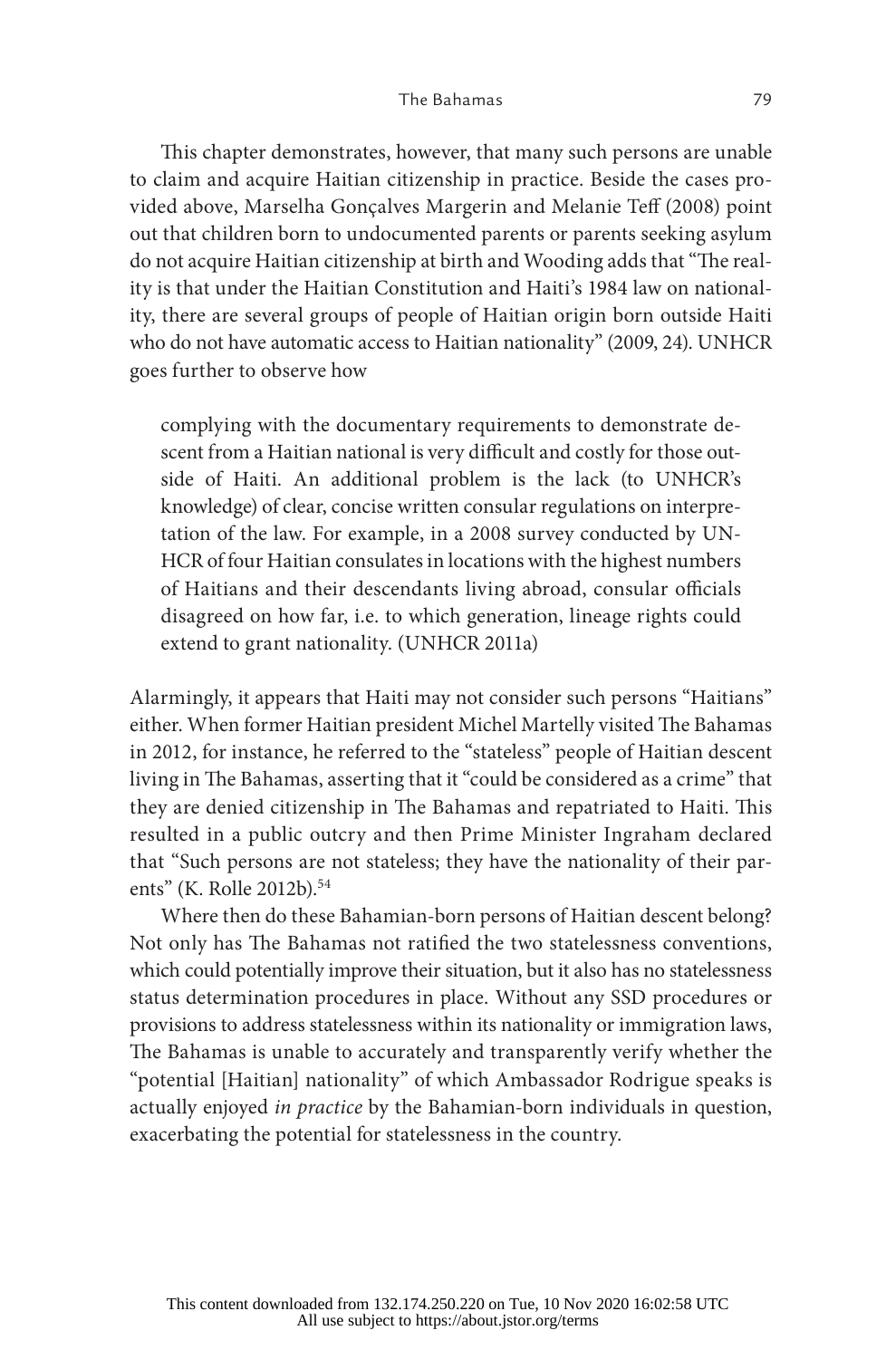This chapter demonstrates, however, that many such persons are unable to claim and acquire Haitian citizenship in practice. Beside the cases provided above, Marselha Gonçalves Margerin and Melanie Teff (2008) point out that children born to undocumented parents or parents seeking asylum do not acquire Haitian citizenship at birth and Wooding adds that "The reality is that under the Haitian Constitution and Haiti's 1984 law on nationality, there are several groups of people of Haitian origin born outside Haiti who do not have automatic access to Haitian nationality" (2009, 24). UNHCR goes further to observe how

> complying with the documentary requirements to demonstrate descent from a Haitian national is very difficult and costly for those outside of Haiti. An additional problem is the lack (to UNHCR's knowledge) of clear, concise written consular regulations on interpretation of the law. For example, in a 2008 survey conducted by UNHCR of four Haitian consulates in locations with the highest numbers of Haitians and their descendants living abroad, consular officials disagreed on how far, i.e. to which generation, lineage rights could extend to grant nationality. (UNHCR 2011a)

Alarmingly, it appears that Haiti may not consider such persons "Haitians" either. When former Haitian president Michel Martelly visited The Bahamas in 2012, for instance, he referred to the "stateless" people of Haitian descent living in The Bahamas, asserting that it "could be considered as a crime" that they are denied citizenship in The Bahamas and repatriated to Haiti. This resulted in a public outcry and then Prime Minister Ingraham declared that "Such persons are not stateless; they have the nationality of their parents" (K. Rolle 2012b).[54]

Where then do these Bahamian-born persons of Haitian descent belong? Not only has The Bahamas not ratified the two statelessness conventions, which could potentially improve their situation, but it also has no statelessness status determination procedures in place. Without any SSD procedures or provisions to address statelessness within its nationality or immigration laws, The Bahamas is unable to accurately and transparently verify whether the "potential [Haitian] nationality" of which Ambassador Rodrigue speaks is actually enjoyed *in practice* by the Bahamian-born individuals in question, exacerbating the potential for statelessness in the country.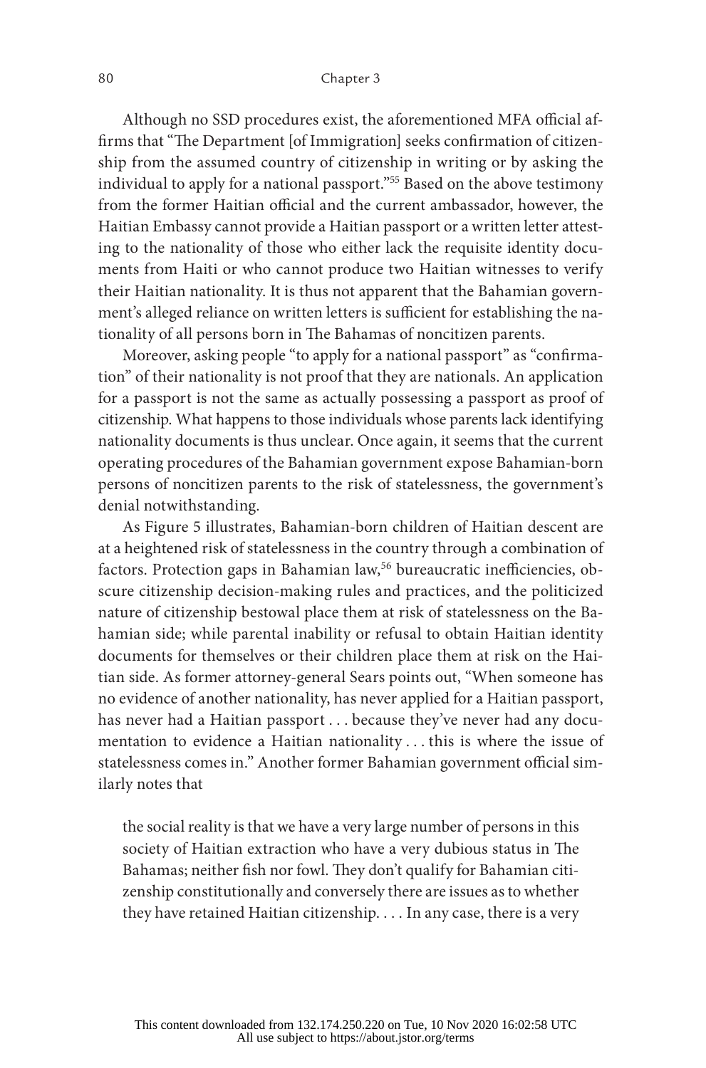Although no SSD procedures exist, the aforementioned MFA official affirms that "The Department [of Immigration] seeks confirmation of citizenship from the assumed country of citizenship in writing or by asking the individual to apply for a national passport."[55] Based on the above testimony from the former Haitian official and the current ambassador, however, the Haitian Embassy cannot provide a Haitian passport or a written letter attesting to the nationality of those who either lack the requisite identity documents from Haiti or who cannot produce two Haitian witnesses to verify their Haitian nationality. It is thus not apparent that the Bahamian government's alleged reliance on written letters is sufficient for establishing the nationality of all persons born in The Bahamas of noncitizen parents.

Moreover, asking people "to apply for a national passport" as "confirmation" of their nationality is not proof that they are nationals. An application for a passport is not the same as actually possessing a passport as proof of citizenship. What happens to those individuals whose parents lack identifying nationality documents is thus unclear. Once again, it seems that the current operating procedures of the Bahamian government expose Bahamian-born persons of noncitizen parents to the risk of statelessness, the government's denial notwithstanding.

As Figure 5 illustrates, Bahamian-born children of Haitian descent are at a heightened risk of statelessness in the country through a combination of factors. Protection gaps in Bahamian law,[56] bureaucratic inefficiencies, obscure citizenship decision-making rules and practices, and the politicized nature of citizenship bestowal place them at risk of statelessness on the Bahamian side; while parental inability or refusal to obtain Haitian identity documents for themselves or their children place them at risk on the Haitian side. As former attorney-general Sears points out, "When someone has no evidence of another nationality, has never applied for a Haitian passport, has never had a Haitian passport . . . because they've never had any documentation to evidence a Haitian nationality . . . this is where the issue of statelessness comes in." Another former Bahamian government official similarly notes that

> the social reality is that we have a very large number of persons in this society of Haitian extraction who have a very dubious status in The Bahamas; neither fish nor fowl. They don't qualify for Bahamian citizenship constitutionally and conversely there are issues as to whether they have retained Haitian citizenship. . . . In any case, there is a very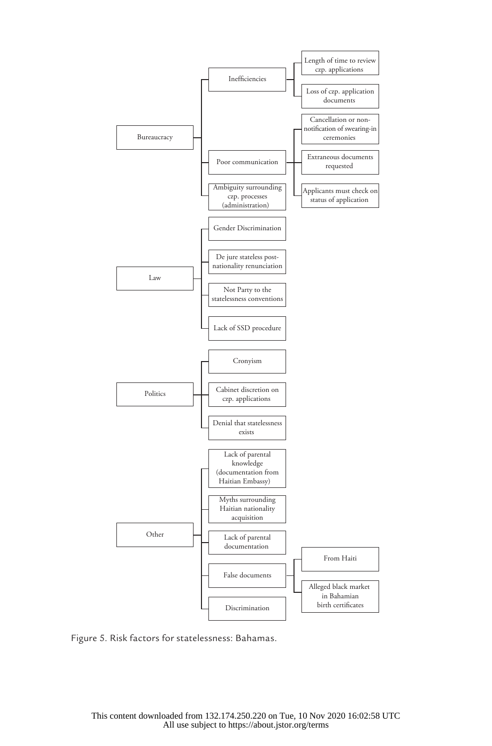- Bureaucracy
  - Inefficiencies
    - Length of time to review czp. applications
    - Loss of czp. application documents
  - Poor communication
    - Cancellation or non-notification of swearing-in ceremonies
    - Extraneous documents requested
    - Applicants must check on status of application
  - Ambiguity surrounding czp. processes (administration)
- Law
  - Gender Discrimination
  - De jure stateless post-nationality renunciation
  - Not Party to the statelessness conventions
  - Lack of SSD procedure
- Politics
  - Cronyism
  - Cabinet discretion on czp. applications
  - Denial that statelessness exists
- Other
  - Lack of parental knowledge (documentation from Haitian Embassy)
  - Myths surrounding Haitian nationality acquisition
  - Lack of parental documentation
  - False documents
    - From Haiti
    - Alleged black market in Bahamian birth certificates
  - Discrimination

Figure 5. Risk factors for statelessness: Bahamas.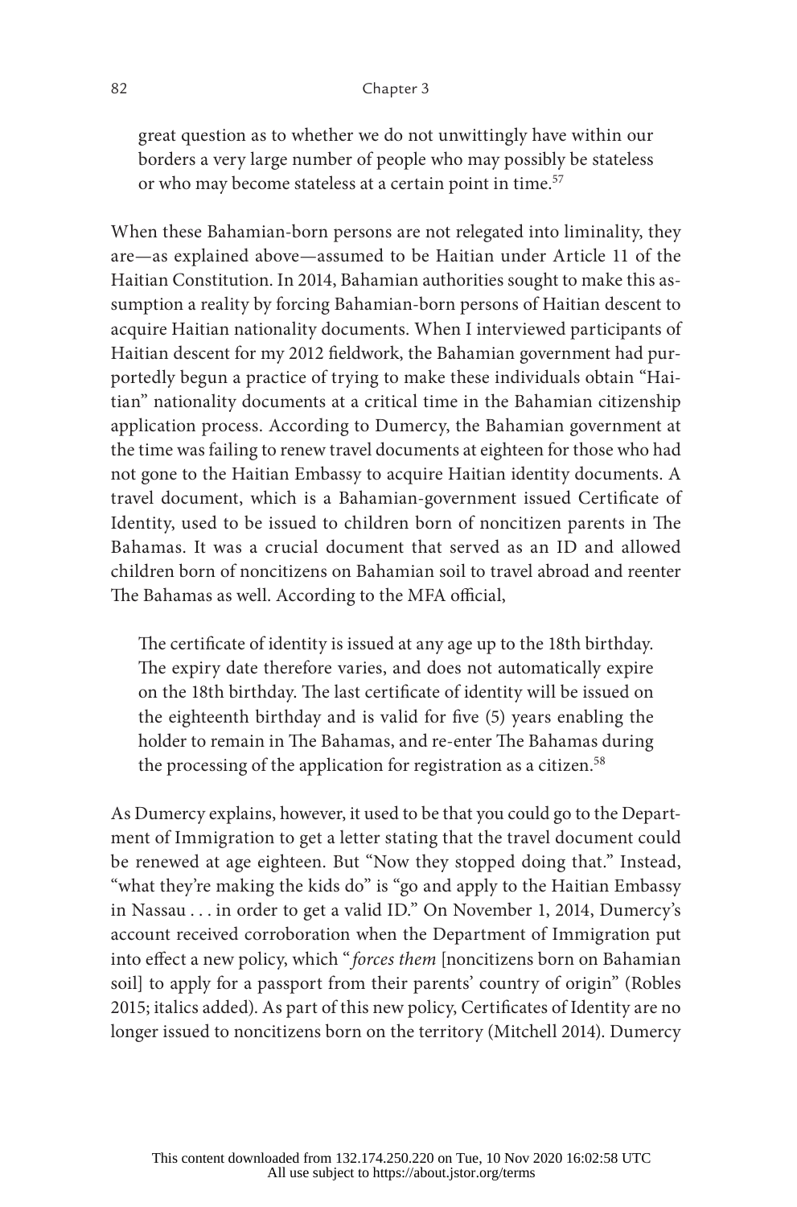> great question as to whether we do not unwittingly have within our borders a very large number of people who may possibly be stateless or who may become stateless at a certain point in time.[57]

When these Bahamian-born persons are not relegated into liminality, they are—as explained above—assumed to be Haitian under Article 11 of the Haitian Constitution. In 2014, Bahamian authorities sought to make this assumption a reality by forcing Bahamian-born persons of Haitian descent to acquire Haitian nationality documents. When I interviewed participants of Haitian descent for my 2012 fieldwork, the Bahamian government had purportedly begun a practice of trying to make these individuals obtain "Haitian" nationality documents at a critical time in the Bahamian citizenship application process. According to Dumercy, the Bahamian government at the time was failing to renew travel documents at eighteen for those who had not gone to the Haitian Embassy to acquire Haitian identity documents. A travel document, which is a Bahamian-government issued Certificate of Identity, used to be issued to children born of noncitizen parents in The Bahamas. It was a crucial document that served as an ID and allowed children born of noncitizens on Bahamian soil to travel abroad and reenter The Bahamas as well. According to the MFA official,

> The certificate of identity is issued at any age up to the 18th birthday. The expiry date therefore varies, and does not automatically expire on the 18th birthday. The last certificate of identity will be issued on the eighteenth birthday and is valid for five (5) years enabling the holder to remain in The Bahamas, and re-enter The Bahamas during the processing of the application for registration as a citizen.[58]

As Dumercy explains, however, it used to be that you could go to the Department of Immigration to get a letter stating that the travel document could be renewed at age eighteen. But "Now they stopped doing that." Instead, "what they're making the kids do" is "go and apply to the Haitian Embassy in Nassau . . . in order to get a valid ID." On November 1, 2014, Dumercy's account received corroboration when the Department of Immigration put into effect a new policy, which "*forces them* [noncitizens born on Bahamian soil] to apply for a passport from their parents' country of origin" (Robles 2015; italics added). As part of this new policy, Certificates of Identity are no longer issued to noncitizens born on the territory (Mitchell 2014). Dumercy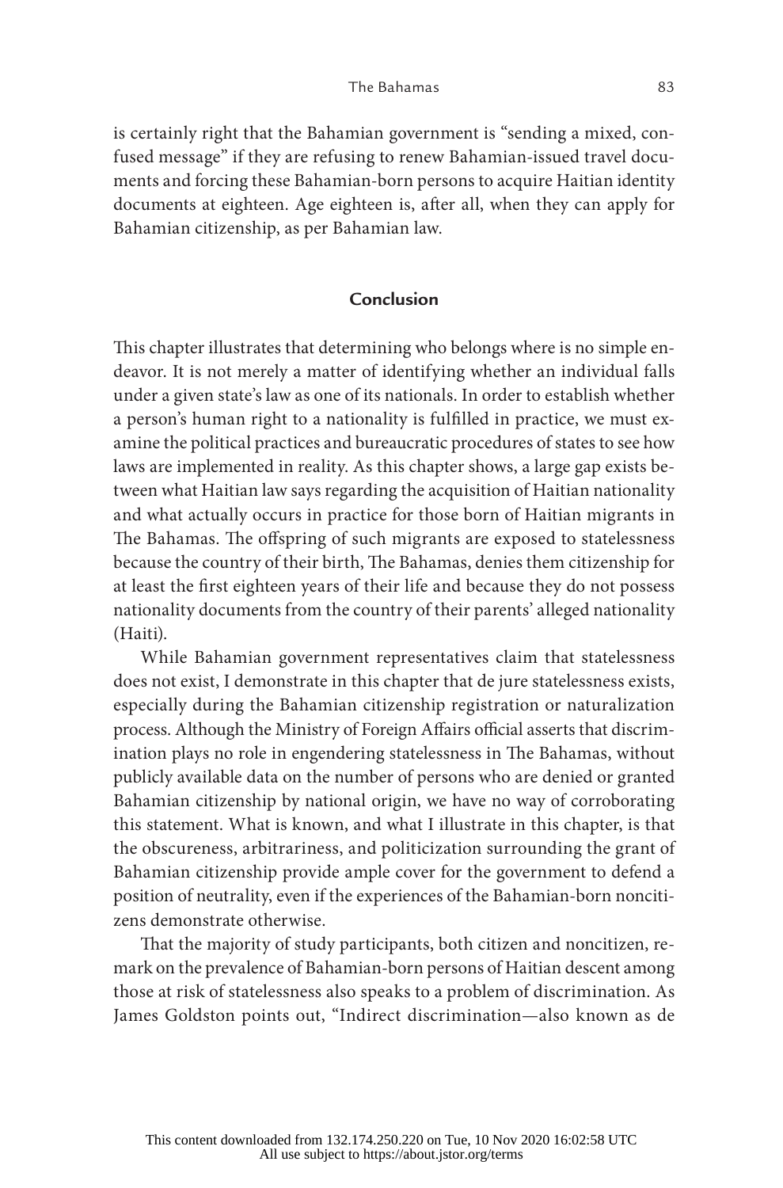is certainly right that the Bahamian government is "sending a mixed, confused message" if they are refusing to renew Bahamian-issued travel documents and forcing these Bahamian-born persons to acquire Haitian identity documents at eighteen. Age eighteen is, after all, when they can apply for Bahamian citizenship, as per Bahamian law.

## Conclusion

This chapter illustrates that determining who belongs where is no simple endeavor. It is not merely a matter of identifying whether an individual falls under a given state's law as one of its nationals. In order to establish whether a person's human right to a nationality is fulfilled in practice, we must examine the political practices and bureaucratic procedures of states to see how laws are implemented in reality. As this chapter shows, a large gap exists between what Haitian law says regarding the acquisition of Haitian nationality and what actually occurs in practice for those born of Haitian migrants in The Bahamas. The offspring of such migrants are exposed to statelessness because the country of their birth, The Bahamas, denies them citizenship for at least the first eighteen years of their life and because they do not possess nationality documents from the country of their parents' alleged nationality (Haiti).

While Bahamian government representatives claim that statelessness does not exist, I demonstrate in this chapter that de jure statelessness exists, especially during the Bahamian citizenship registration or naturalization process. Although the Ministry of Foreign Affairs official asserts that discrimination plays no role in engendering statelessness in The Bahamas, without publicly available data on the number of persons who are denied or granted Bahamian citizenship by national origin, we have no way of corroborating this statement. What is known, and what I illustrate in this chapter, is that the obscureness, arbitrariness, and politicization surrounding the grant of Bahamian citizenship provide ample cover for the government to defend a position of neutrality, even if the experiences of the Bahamian-born noncitizens demonstrate otherwise.

That the majority of study participants, both citizen and noncitizen, remark on the prevalence of Bahamian-born persons of Haitian descent among those at risk of statelessness also speaks to a problem of discrimination. As James Goldston points out, "Indirect discrimination—also known as de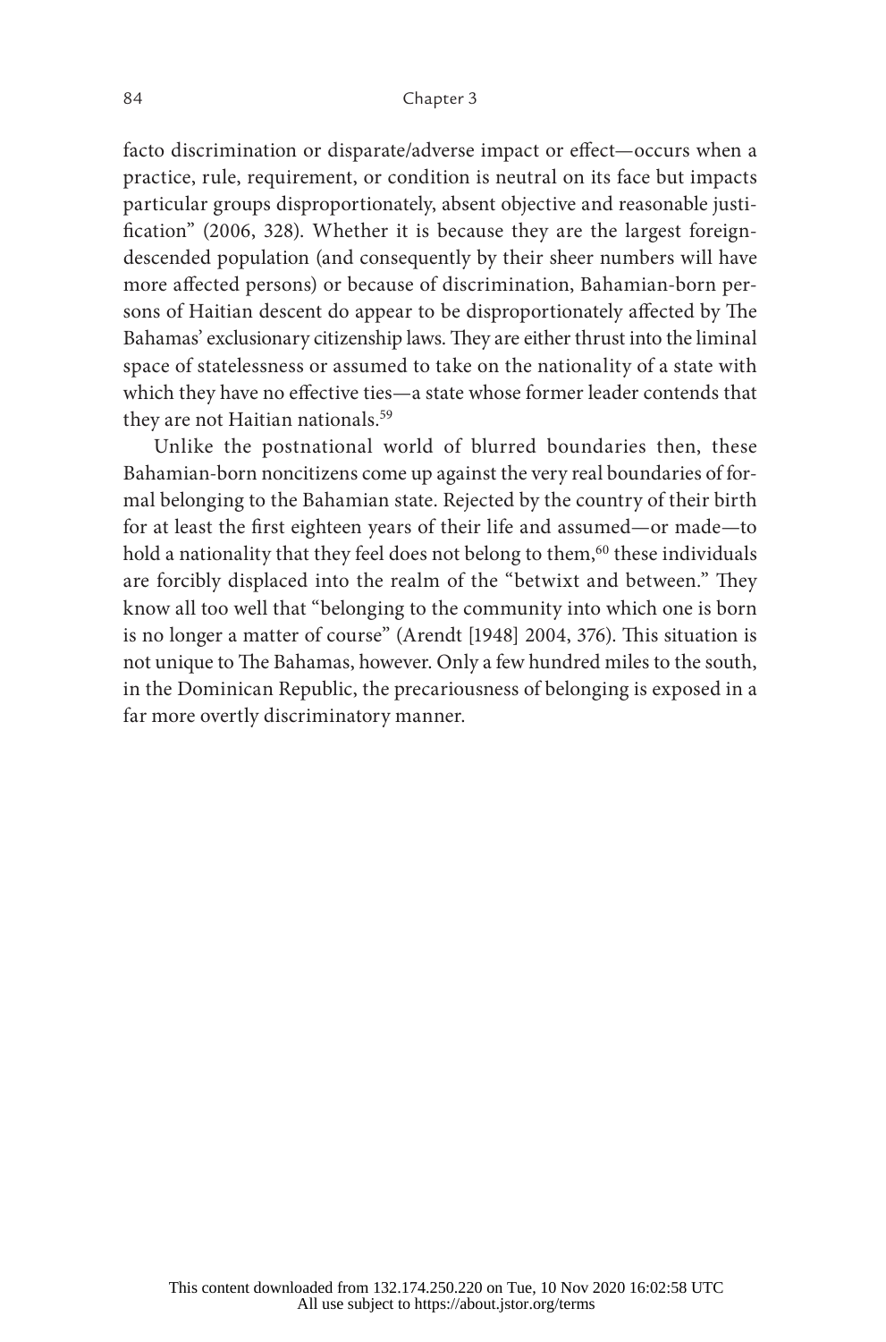facto discrimination or disparate/adverse impact or effect—occurs when a practice, rule, requirement, or condition is neutral on its face but impacts particular groups disproportionately, absent objective and reasonable justification" (2006, 328). Whether it is because they are the largest foreign-descended population (and consequently by their sheer numbers will have more affected persons) or because of discrimination, Bahamian-born persons of Haitian descent do appear to be disproportionately affected by The Bahamas' exclusionary citizenship laws. They are either thrust into the liminal space of statelessness or assumed to take on the nationality of a state with which they have no effective ties—a state whose former leader contends that they are not Haitian nationals.[59]

Unlike the postnational world of blurred boundaries then, these Bahamian-born noncitizens come up against the very real boundaries of formal belonging to the Bahamian state. Rejected by the country of their birth for at least the first eighteen years of their life and assumed—or made—to hold a nationality that they feel does not belong to them,[60] these individuals are forcibly displaced into the realm of the "betwixt and between." They know all too well that "belonging to the community into which one is born is no longer a matter of course" (Arendt [1948] 2004, 376). This situation is not unique to The Bahamas, however. Only a few hundred miles to the south, in the Dominican Republic, the precariousness of belonging is exposed in a far more overtly discriminatory manner.